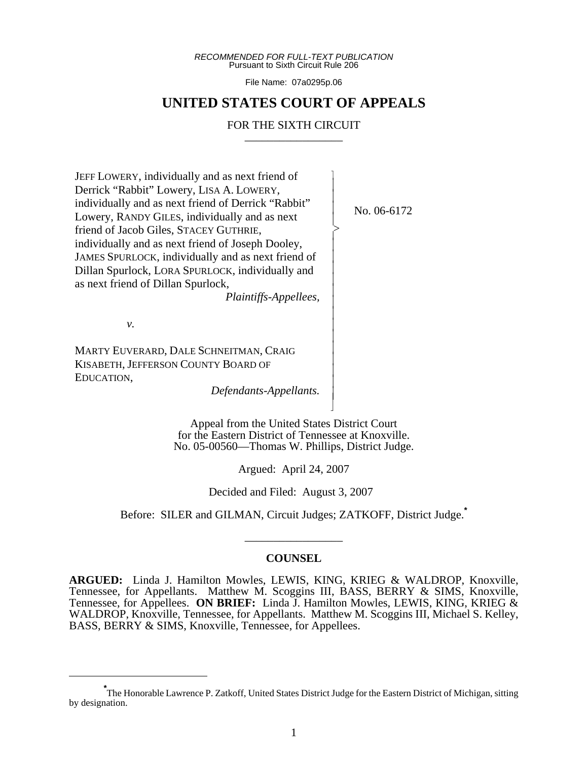*RECOMMENDED FOR FULL-TEXT PUBLICATION*
Pursuant to Sixth Circuit Rule 206

File Name: 07a0295p.06

# UNITED STATES COURT OF APPEALS

## FOR THE SIXTH CIRCUIT

---

JEFF LOWERY, individually and as next friend of Derrick "Rabbit" Lowery, LISA A. LOWERY, individually and as next friend of Derrick "Rabbit" Lowery, RANDY GILES, individually and as next friend of Jacob Giles, STACEY GUTHRIE, individually and as next friend of Joseph Dooley, JAMES SPURLOCK, individually and as next friend of Dillan Spurlock, LORA SPURLOCK, individually and as next friend of Dillan Spurlock,

*Plaintiffs-Appellees,*

*v.*

MARTY EUVERARD, DALE SCHNEITMAN, CRAIG KISABETH, JEFFERSON COUNTY BOARD OF EDUCATION,

*Defendants-Appellants.*

No. 06-6172

Appeal from the United States District Court for the Eastern District of Tennessee at Knoxville.
No. 05-00560—Thomas W. Phillips, District Judge.

Argued: April 24, 2007

Decided and Filed: August 3, 2007

Before: SILER and GILMAN, Circuit Judges; ZATKOFF, District Judge.*

---

### COUNSEL

**ARGUED:** Linda J. Hamilton Mowles, LEWIS, KING, KRIEG & WALDROP, Knoxville, Tennessee, for Appellants. Matthew M. Scoggins III, BASS, BERRY & SIMS, Knoxville, Tennessee, for Appellees. **ON BRIEF:** Linda J. Hamilton Mowles, LEWIS, KING, KRIEG & WALDROP, Knoxville, Tennessee, for Appellants. Matthew M. Scoggins III, Michael S. Kelley, BASS, BERRY & SIMS, Knoxville, Tennessee, for Appellees.

---

*The Honorable Lawrence P. Zatkoff, United States District Judge for the Eastern District of Michigan, sitting by designation.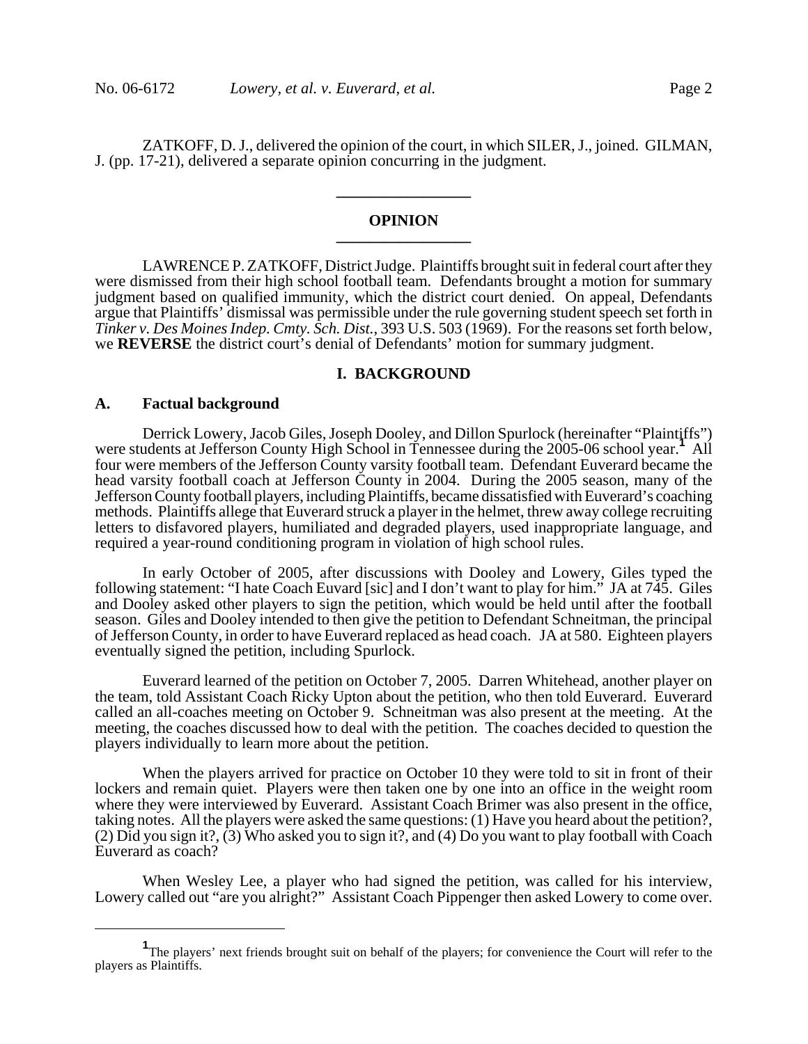ZATKOFF, D. J., delivered the opinion of the court, in which SILER, J., joined. GILMAN, J. (pp. 17-21), delivered a separate opinion concurring in the judgment.

---

## OPINION

---

LAWRENCE P. ZATKOFF, District Judge. Plaintiffs brought suit in federal court after they were dismissed from their high school football team. Defendants brought a motion for summary judgment based on qualified immunity, which the district court denied. On appeal, Defendants argue that Plaintiffs' dismissal was permissible under the rule governing student speech set forth in *Tinker v. Des Moines Indep. Cmty. Sch. Dist.*, 393 U.S. 503 (1969). For the reasons set forth below, we **REVERSE** the district court's denial of Defendants' motion for summary judgment.

## I. BACKGROUND

### A. Factual background

Derrick Lowery, Jacob Giles, Joseph Dooley, and Dillon Spurlock (hereinafter "Plaintiffs") were students at Jefferson County High School in Tennessee during the 2005-06 school year.[1] All four were members of the Jefferson County varsity football team. Defendant Euverard became the head varsity football coach at Jefferson County in 2004. During the 2005 season, many of the Jefferson County football players, including Plaintiffs, became dissatisfied with Euverard's coaching methods. Plaintiffs allege that Euverard struck a player in the helmet, threw away college recruiting letters to disfavored players, humiliated and degraded players, used inappropriate language, and required a year-round conditioning program in violation of high school rules.

In early October of 2005, after discussions with Dooley and Lowery, Giles typed the following statement: "I hate Coach Euvard [sic] and I don't want to play for him." JA at 745. Giles and Dooley asked other players to sign the petition, which would be held until after the football season. Giles and Dooley intended to then give the petition to Defendant Schneitman, the principal of Jefferson County, in order to have Euverard replaced as head coach. JA at 580. Eighteen players eventually signed the petition, including Spurlock.

Euverard learned of the petition on October 7, 2005. Darren Whitehead, another player on the team, told Assistant Coach Ricky Upton about the petition, who then told Euverard. Euverard called an all-coaches meeting on October 9. Schneitman was also present at the meeting. At the meeting, the coaches discussed how to deal with the petition. The coaches decided to question the players individually to learn more about the petition.

When the players arrived for practice on October 10 they were told to sit in front of their lockers and remain quiet. Players were then taken one by one into an office in the weight room where they were interviewed by Euverard. Assistant Coach Brimer was also present in the office, taking notes. All the players were asked the same questions: (1) Have you heard about the petition?, (2) Did you sign it?, (3) Who asked you to sign it?, and (4) Do you want to play football with Coach Euverard as coach?

When Wesley Lee, a player who had signed the petition, was called for his interview, Lowery called out "are you alright?" Assistant Coach Pippenger then asked Lowery to come over.

---

[1] The players' next friends brought suit on behalf of the players; for convenience the Court will refer to the players as Plaintiffs.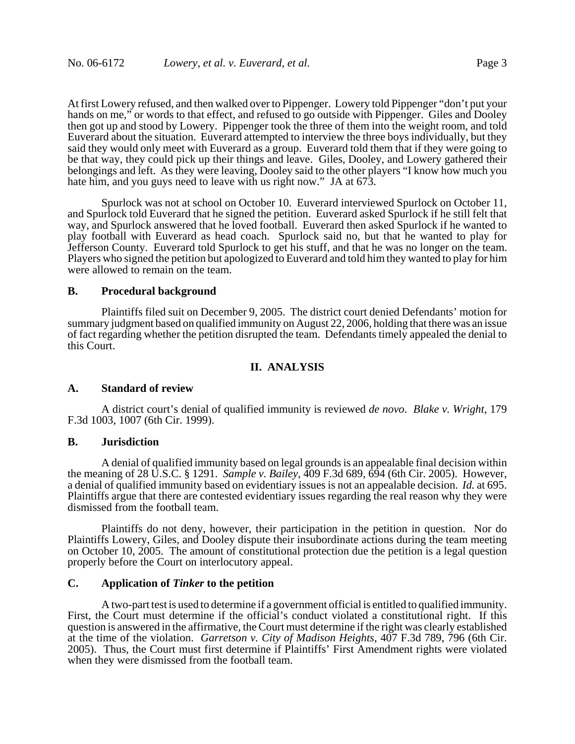At first Lowery refused, and then walked over to Pippenger. Lowery told Pippenger "don't put your hands on me," or words to that effect, and refused to go outside with Pippenger. Giles and Dooley then got up and stood by Lowery. Pippenger took the three of them into the weight room, and told Euverard about the situation. Euverard attempted to interview the three boys individually, but they said they would only meet with Euverard as a group. Euverard told them that if they were going to be that way, they could pick up their things and leave. Giles, Dooley, and Lowery gathered their belongings and left. As they were leaving, Dooley said to the other players "I know how much you hate him, and you guys need to leave with us right now." JA at 673.

Spurlock was not at school on October 10. Euverard interviewed Spurlock on October 11, and Spurlock told Euverard that he signed the petition. Euverard asked Spurlock if he still felt that way, and Spurlock answered that he loved football. Euverard then asked Spurlock if he wanted to play football with Euverard as head coach. Spurlock said no, but that he wanted to play for Jefferson County. Euverard told Spurlock to get his stuff, and that he was no longer on the team. Players who signed the petition but apologized to Euverard and told him they wanted to play for him were allowed to remain on the team.

### B. Procedural background

Plaintiffs filed suit on December 9, 2005. The district court denied Defendants' motion for summary judgment based on qualified immunity on August 22, 2006, holding that there was an issue of fact regarding whether the petition disrupted the team. Defendants timely appealed the denial to this Court.

## II. ANALYSIS

### A. Standard of review

A district court's denial of qualified immunity is reviewed *de novo*. *Blake v. Wright*, 179 F.3d 1003, 1007 (6th Cir. 1999).

### B. Jurisdiction

A denial of qualified immunity based on legal grounds is an appealable final decision within the meaning of 28 U.S.C. § 1291. *Sample v. Bailey*, 409 F.3d 689, 694 (6th Cir. 2005). However, a denial of qualified immunity based on evidentiary issues is not an appealable decision. *Id.* at 695. Plaintiffs argue that there are contested evidentiary issues regarding the real reason why they were dismissed from the football team.

Plaintiffs do not deny, however, their participation in the petition in question. Nor do Plaintiffs Lowery, Giles, and Dooley dispute their insubordinate actions during the team meeting on October 10, 2005. The amount of constitutional protection due the petition is a legal question properly before the Court on interlocutory appeal.

### C. Application of *Tinker* to the petition

A two-part test is used to determine if a government official is entitled to qualified immunity. First, the Court must determine if the official's conduct violated a constitutional right. If this question is answered in the affirmative, the Court must determine if the right was clearly established at the time of the violation. *Garretson v. City of Madison Heights*, 407 F.3d 789, 796 (6th Cir. 2005). Thus, the Court must first determine if Plaintiffs' First Amendment rights were violated when they were dismissed from the football team.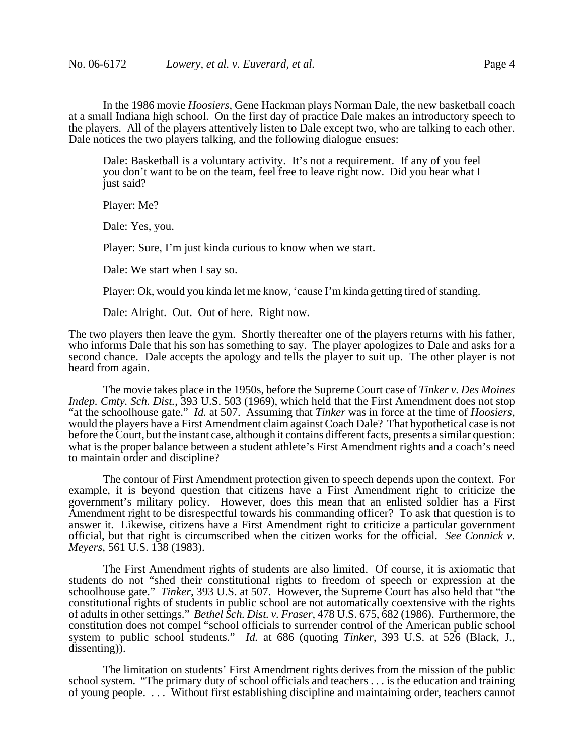In the 1986 movie *Hoosiers*, Gene Hackman plays Norman Dale, the new basketball coach at a small Indiana high school. On the first day of practice Dale makes an introductory speech to the players. All of the players attentively listen to Dale except two, who are talking to each other. Dale notices the two players talking, and the following dialogue ensues:

> Dale: Basketball is a voluntary activity. It's not a requirement. If any of you feel you don't want to be on the team, feel free to leave right now. Did you hear what I just said?
>
> Player: Me?
>
> Dale: Yes, you.
>
> Player: Sure, I'm just kinda curious to know when we start.
>
> Dale: We start when I say so.
>
> Player: Ok, would you kinda let me know, 'cause I'm kinda getting tired of standing.
>
> Dale: Alright. Out. Out of here. Right now.

The two players then leave the gym. Shortly thereafter one of the players returns with his father, who informs Dale that his son has something to say. The player apologizes to Dale and asks for a second chance. Dale accepts the apology and tells the player to suit up. The other player is not heard from again.

The movie takes place in the 1950s, before the Supreme Court case of *Tinker v. Des Moines Indep. Cmty. Sch. Dist.*, 393 U.S. 503 (1969), which held that the First Amendment does not stop "at the schoolhouse gate." *Id.* at 507. Assuming that *Tinker* was in force at the time of *Hoosiers*, would the players have a First Amendment claim against Coach Dale? That hypothetical case is not before the Court, but the instant case, although it contains different facts, presents a similar question: what is the proper balance between a student athlete's First Amendment rights and a coach's need to maintain order and discipline?

The contour of First Amendment protection given to speech depends upon the context. For example, it is beyond question that citizens have a First Amendment right to criticize the government's military policy. However, does this mean that an enlisted soldier has a First Amendment right to be disrespectful towards his commanding officer? To ask that question is to answer it. Likewise, citizens have a First Amendment right to criticize a particular government official, but that right is circumscribed when the citizen works for the official. *See Connick v. Meyers*, 561 U.S. 138 (1983).

The First Amendment rights of students are also limited. Of course, it is axiomatic that students do not "shed their constitutional rights to freedom of speech or expression at the schoolhouse gate." *Tinker*, 393 U.S. at 507. However, the Supreme Court has also held that "the constitutional rights of students in public school are not automatically coextensive with the rights of adults in other settings." *Bethel Sch. Dist. v. Fraser*, 478 U.S. 675, 682 (1986). Furthermore, the constitution does not compel "school officials to surrender control of the American public school system to public school students." *Id.* at 686 (quoting *Tinker*, 393 U.S. at 526 (Black, J., dissenting)).

The limitation on students' First Amendment rights derives from the mission of the public school system. "The primary duty of school officials and teachers . . . is the education and training of young people. . . . Without first establishing discipline and maintaining order, teachers cannot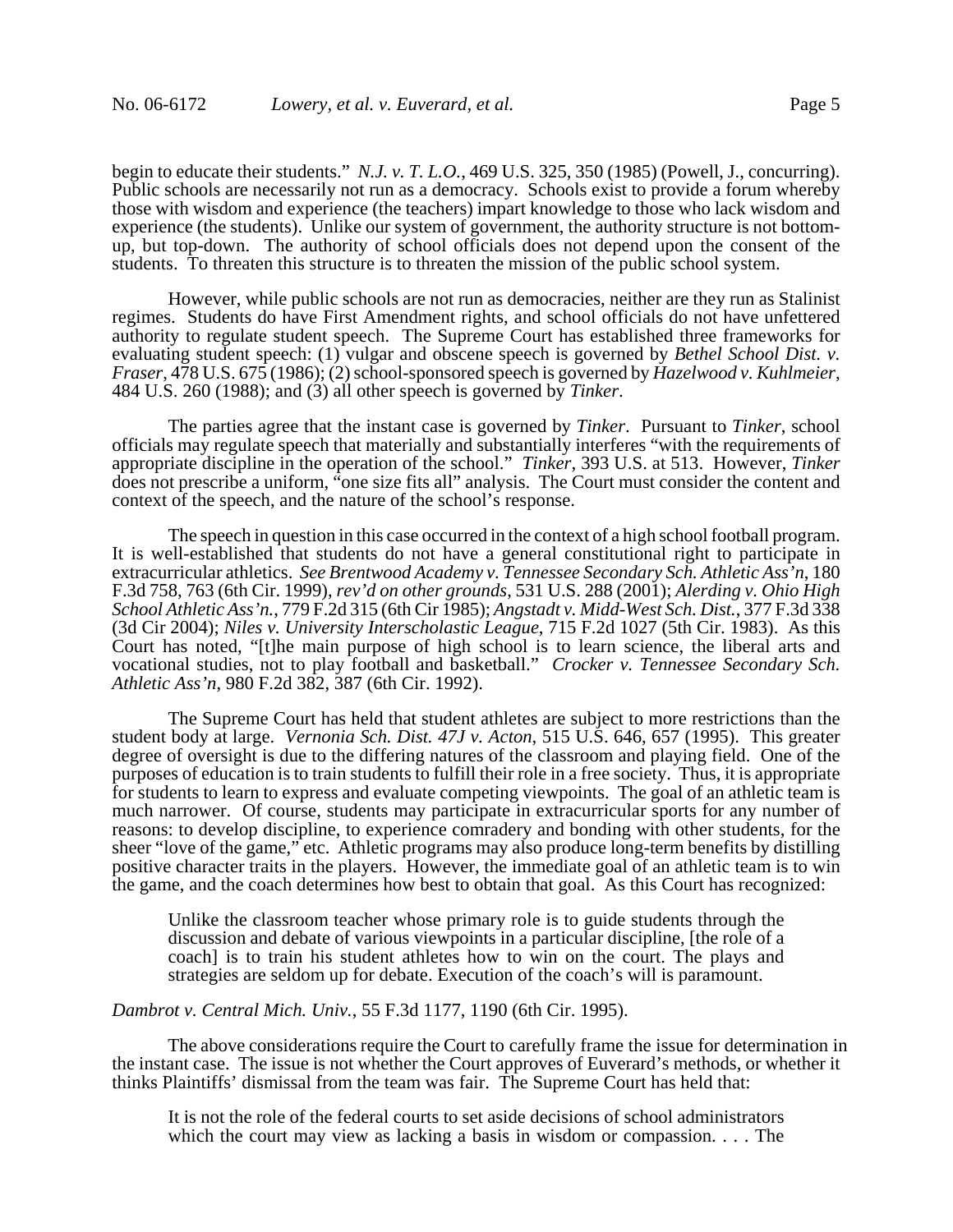begin to educate their students." *N.J. v. T. L.O.*, 469 U.S. 325, 350 (1985) (Powell, J., concurring). Public schools are necessarily not run as a democracy. Schools exist to provide a forum whereby those with wisdom and experience (the teachers) impart knowledge to those who lack wisdom and experience (the students). Unlike our system of government, the authority structure is not bottom-up, but top-down. The authority of school officials does not depend upon the consent of the students. To threaten this structure is to threaten the mission of the public school system.

However, while public schools are not run as democracies, neither are they run as Stalinist regimes. Students do have First Amendment rights, and school officials do not have unfettered authority to regulate student speech. The Supreme Court has established three frameworks for evaluating student speech: (1) vulgar and obscene speech is governed by *Bethel School Dist. v. Fraser*, 478 U.S. 675 (1986); (2) school-sponsored speech is governed by *Hazelwood v. Kuhlmeier*, 484 U.S. 260 (1988); and (3) all other speech is governed by *Tinker*.

The parties agree that the instant case is governed by *Tinker*. Pursuant to *Tinker*, school officials may regulate speech that materially and substantially interferes "with the requirements of appropriate discipline in the operation of the school." *Tinker*, 393 U.S. at 513. However, *Tinker* does not prescribe a uniform, "one size fits all" analysis. The Court must consider the content and context of the speech, and the nature of the school's response.

The speech in question in this case occurred in the context of a high school football program. It is well-established that students do not have a general constitutional right to participate in extracurricular athletics. *See Brentwood Academy v. Tennessee Secondary Sch. Athletic Ass'n*, 180 F.3d 758, 763 (6th Cir. 1999), *rev'd on other grounds*, 531 U.S. 288 (2001); *Alerding v. Ohio High School Athletic Ass'n.*, 779 F.2d 315 (6th Cir 1985); *Angstadt v. Midd-West Sch. Dist.*, 377 F.3d 338 (3d Cir 2004); *Niles v. University Interscholastic League*, 715 F.2d 1027 (5th Cir. 1983). As this Court has noted, "[t]he main purpose of high school is to learn science, the liberal arts and vocational studies, not to play football and basketball." *Crocker v. Tennessee Secondary Sch. Athletic Ass'n*, 980 F.2d 382, 387 (6th Cir. 1992).

The Supreme Court has held that student athletes are subject to more restrictions than the student body at large. *Vernonia Sch. Dist. 47J v. Acton*, 515 U.S. 646, 657 (1995). This greater degree of oversight is due to the differing natures of the classroom and playing field. One of the purposes of education is to train students to fulfill their role in a free society. Thus, it is appropriate for students to learn to express and evaluate competing viewpoints. The goal of an athletic team is much narrower. Of course, students may participate in extracurricular sports for any number of reasons: to develop discipline, to experience comradery and bonding with other students, for the sheer "love of the game," etc. Athletic programs may also produce long-term benefits by distilling positive character traits in the players. However, the immediate goal of an athletic team is to win the game, and the coach determines how best to obtain that goal. As this Court has recognized:

> Unlike the classroom teacher whose primary role is to guide students through the discussion and debate of various viewpoints in a particular discipline, [the role of a coach] is to train his student athletes how to win on the court. The plays and strategies are seldom up for debate. Execution of the coach's will is paramount.

*Dambrot v. Central Mich. Univ.*, 55 F.3d 1177, 1190 (6th Cir. 1995).

The above considerations require the Court to carefully frame the issue for determination in the instant case. The issue is not whether the Court approves of Euverard's methods, or whether it thinks Plaintiffs' dismissal from the team was fair. The Supreme Court has held that:

> It is not the role of the federal courts to set aside decisions of school administrators which the court may view as lacking a basis in wisdom or compassion. . . . The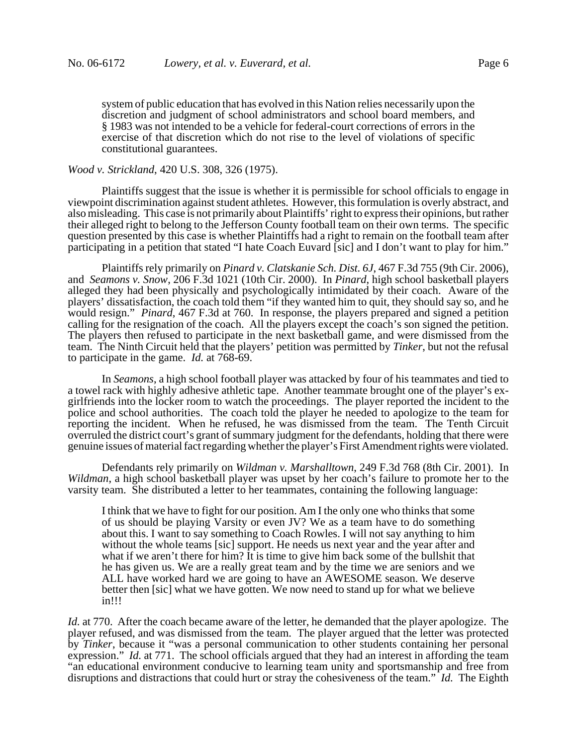system of public education that has evolved in this Nation relies necessarily upon the discretion and judgment of school administrators and school board members, and § 1983 was not intended to be a vehicle for federal-court corrections of errors in the exercise of that discretion which do not rise to the level of violations of specific constitutional guarantees.

*Wood v. Strickland*, 420 U.S. 308, 326 (1975).

Plaintiffs suggest that the issue is whether it is permissible for school officials to engage in viewpoint discrimination against student athletes. However, this formulation is overly abstract, and also misleading. This case is not primarily about Plaintiffs' right to express their opinions, but rather their alleged right to belong to the Jefferson County football team on their own terms. The specific question presented by this case is whether Plaintiffs had a right to remain on the football team after participating in a petition that stated "I hate Coach Euvard [sic] and I don't want to play for him."

Plaintiffs rely primarily on *Pinard v. Clatskanie Sch. Dist. 6J*, 467 F.3d 755 (9th Cir. 2006), and *Seamons v. Snow*, 206 F.3d 1021 (10th Cir. 2000). In *Pinard*, high school basketball players alleged they had been physically and psychologically intimidated by their coach. Aware of the players' dissatisfaction, the coach told them "if they wanted him to quit, they should say so, and he would resign." *Pinard*, 467 F.3d at 760. In response, the players prepared and signed a petition calling for the resignation of the coach. All the players except the coach's son signed the petition. The players then refused to participate in the next basketball game, and were dismissed from the team. The Ninth Circuit held that the players' petition was permitted by *Tinker*, but not the refusal to participate in the game. *Id.* at 768-69.

In *Seamons*, a high school football player was attacked by four of his teammates and tied to a towel rack with highly adhesive athletic tape. Another teammate brought one of the player's ex-girlfriends into the locker room to watch the proceedings. The player reported the incident to the police and school authorities. The coach told the player he needed to apologize to the team for reporting the incident. When he refused, he was dismissed from the team. The Tenth Circuit overruled the district court's grant of summary judgment for the defendants, holding that there were genuine issues of material fact regarding whether the player's First Amendment rights were violated.

Defendants rely primarily on *Wildman v. Marshalltown*, 249 F.3d 768 (8th Cir. 2001). In *Wildman*, a high school basketball player was upset by her coach's failure to promote her to the varsity team. She distributed a letter to her teammates, containing the following language:

> I think that we have to fight for our position. Am I the only one who thinks that some of us should be playing Varsity or even JV? We as a team have to do something about this. I want to say something to Coach Rowles. I will not say anything to him without the whole teams [sic] support. He needs us next year and the year after and what if we aren't there for him? It is time to give him back some of the bullshit that he has given us. We are a really great team and by the time we are seniors and we ALL have worked hard we are going to have an AWESOME season. We deserve better then [sic] what we have gotten. We now need to stand up for what we believe in!!!

*Id.* at 770. After the coach became aware of the letter, he demanded that the player apologize. The player refused, and was dismissed from the team. The player argued that the letter was protected by *Tinker*, because it "was a personal communication to other students containing her personal expression." *Id.* at 771. The school officials argued that they had an interest in affording the team "an educational environment conducive to learning team unity and sportsmanship and free from disruptions and distractions that could hurt or stray the cohesiveness of the team." *Id.* The Eighth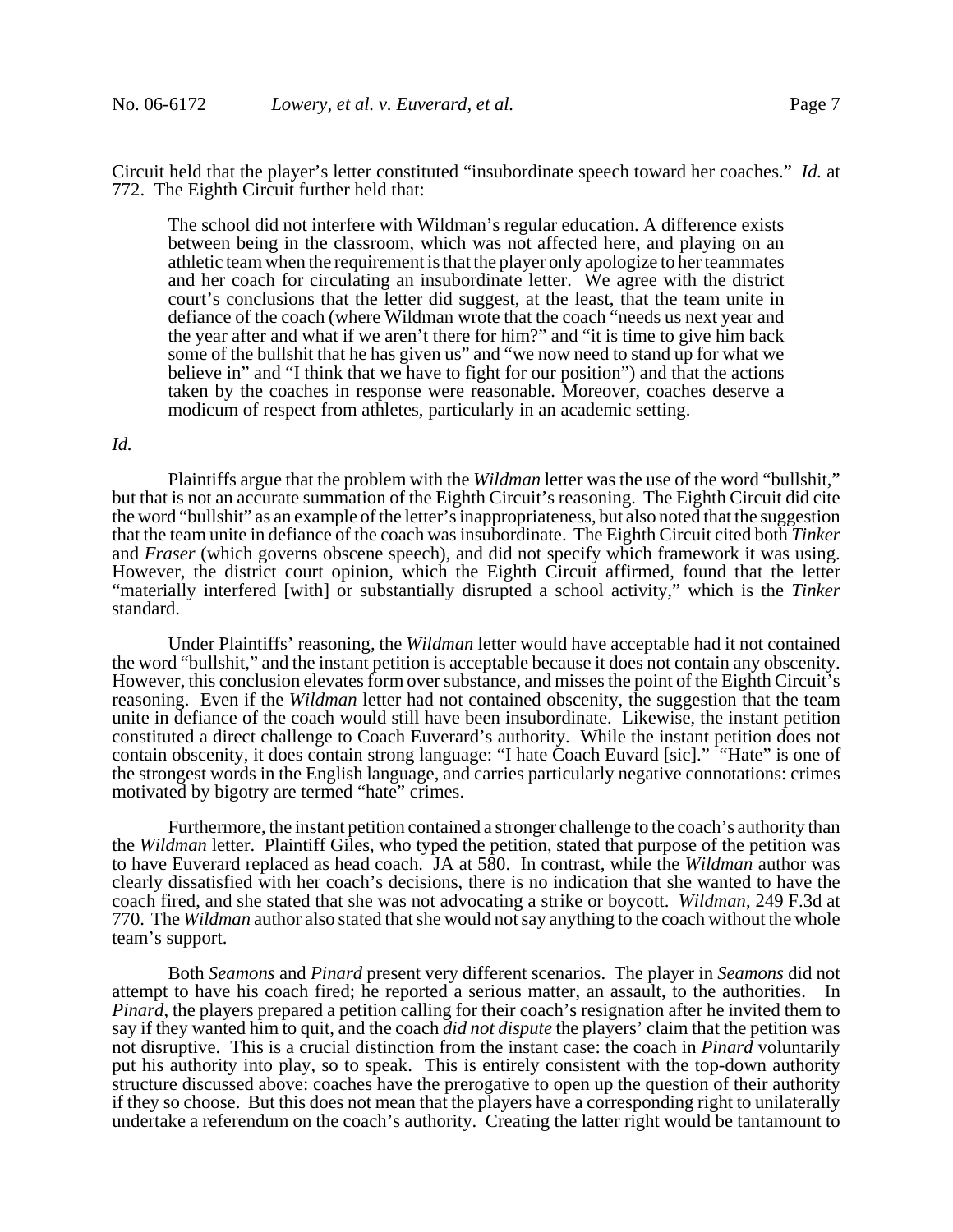Circuit held that the player's letter constituted "insubordinate speech toward her coaches." *Id.* at 772. The Eighth Circuit further held that:

> The school did not interfere with Wildman's regular education. A difference exists between being in the classroom, which was not affected here, and playing on an athletic team when the requirement is that the player only apologize to her teammates and her coach for circulating an insubordinate letter. We agree with the district court's conclusions that the letter did suggest, at the least, that the team unite in defiance of the coach (where Wildman wrote that the coach "needs us next year and the year after and what if we aren't there for him?" and "it is time to give him back some of the bullshit that he has given us" and "we now need to stand up for what we believe in" and "I think that we have to fight for our position") and that the actions taken by the coaches in response were reasonable. Moreover, coaches deserve a modicum of respect from athletes, particularly in an academic setting.

*Id.*

Plaintiffs argue that the problem with the *Wildman* letter was the use of the word "bullshit," but that is not an accurate summation of the Eighth Circuit's reasoning. The Eighth Circuit did cite the word "bullshit" as an example of the letter's inappropriateness, but also noted that the suggestion that the team unite in defiance of the coach was insubordinate. The Eighth Circuit cited both *Tinker* and *Fraser* (which governs obscene speech), and did not specify which framework it was using. However, the district court opinion, which the Eighth Circuit affirmed, found that the letter "materially interfered [with] or substantially disrupted a school activity," which is the *Tinker* standard.

Under Plaintiffs' reasoning, the *Wildman* letter would have acceptable had it not contained the word "bullshit," and the instant petition is acceptable because it does not contain any obscenity. However, this conclusion elevates form over substance, and misses the point of the Eighth Circuit's reasoning. Even if the *Wildman* letter had not contained obscenity, the suggestion that the team unite in defiance of the coach would still have been insubordinate. Likewise, the instant petition constituted a direct challenge to Coach Euverard's authority. While the instant petition does not contain obscenity, it does contain strong language: "I hate Coach Euvard [sic]." "Hate" is one of the strongest words in the English language, and carries particularly negative connotations: crimes motivated by bigotry are termed "hate" crimes.

Furthermore, the instant petition contained a stronger challenge to the coach's authority than the *Wildman* letter. Plaintiff Giles, who typed the petition, stated that purpose of the petition was to have Euverard replaced as head coach. JA at 580. In contrast, while the *Wildman* author was clearly dissatisfied with her coach's decisions, there is no indication that she wanted to have the coach fired, and she stated that she was not advocating a strike or boycott. *Wildman*, 249 F.3d at 770. The *Wildman* author also stated that she would not say anything to the coach without the whole team's support.

Both *Seamons* and *Pinard* present very different scenarios. The player in *Seamons* did not attempt to have his coach fired; he reported a serious matter, an assault, to the authorities. In *Pinard*, the players prepared a petition calling for their coach's resignation after he invited them to say if they wanted him to quit, and the coach *did not dispute* the players' claim that the petition was not disruptive. This is a crucial distinction from the instant case: the coach in *Pinard* voluntarily put his authority into play, so to speak. This is entirely consistent with the top-down authority structure discussed above: coaches have the prerogative to open up the question of their authority if they so choose. But this does not mean that the players have a corresponding right to unilaterally undertake a referendum on the coach's authority. Creating the latter right would be tantamount to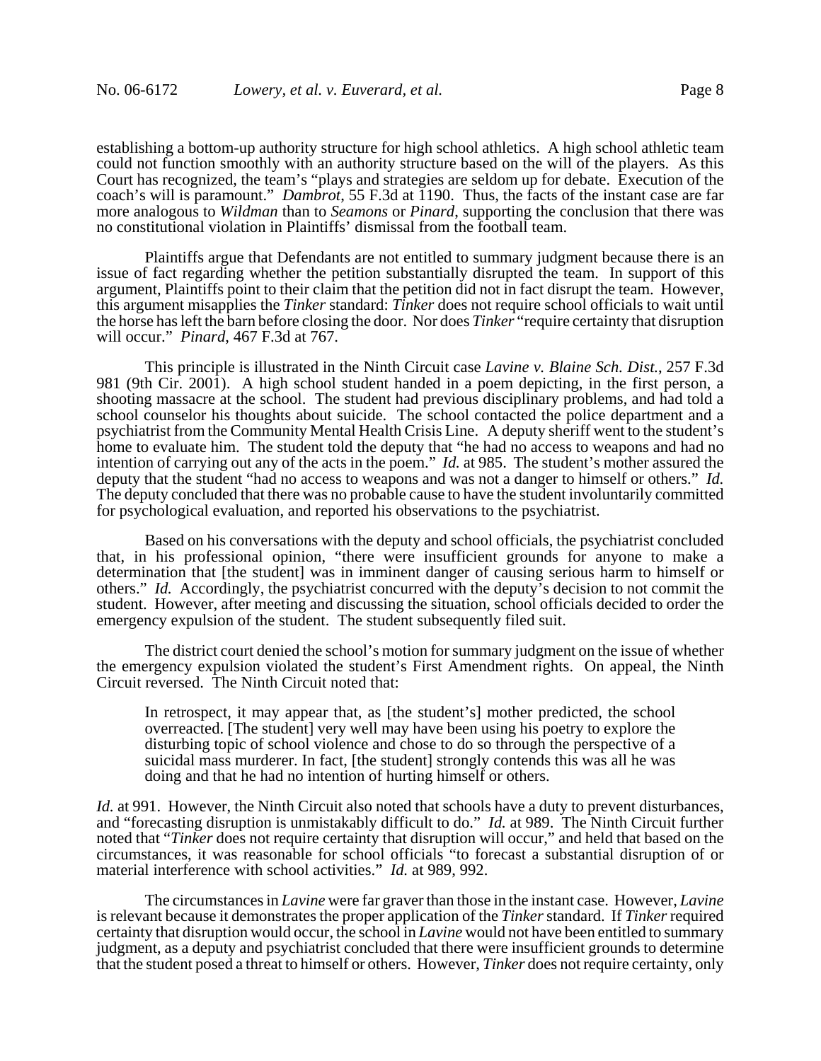establishing a bottom-up authority structure for high school athletics. A high school athletic team could not function smoothly with an authority structure based on the will of the players. As this Court has recognized, the team's "plays and strategies are seldom up for debate. Execution of the coach's will is paramount." *Dambrot*, 55 F.3d at 1190. Thus, the facts of the instant case are far more analogous to *Wildman* than to *Seamons* or *Pinard*, supporting the conclusion that there was no constitutional violation in Plaintiffs' dismissal from the football team.

Plaintiffs argue that Defendants are not entitled to summary judgment because there is an issue of fact regarding whether the petition substantially disrupted the team. In support of this argument, Plaintiffs point to their claim that the petition did not in fact disrupt the team. However, this argument misapplies the *Tinker* standard: *Tinker* does not require school officials to wait until the horse has left the barn before closing the door. Nor does *Tinker* "require certainty that disruption will occur." *Pinard*, 467 F.3d at 767.

This principle is illustrated in the Ninth Circuit case *Lavine v. Blaine Sch. Dist.*, 257 F.3d 981 (9th Cir. 2001). A high school student handed in a poem depicting, in the first person, a shooting massacre at the school. The student had previous disciplinary problems, and had told a school counselor his thoughts about suicide. The school contacted the police department and a psychiatrist from the Community Mental Health Crisis Line. A deputy sheriff went to the student's home to evaluate him. The student told the deputy that "he had no access to weapons and had no intention of carrying out any of the acts in the poem." *Id.* at 985. The student's mother assured the deputy that the student "had no access to weapons and was not a danger to himself or others." *Id.* The deputy concluded that there was no probable cause to have the student involuntarily committed for psychological evaluation, and reported his observations to the psychiatrist.

Based on his conversations with the deputy and school officials, the psychiatrist concluded that, in his professional opinion, "there were insufficient grounds for anyone to make a determination that [the student] was in imminent danger of causing serious harm to himself or others." *Id.* Accordingly, the psychiatrist concurred with the deputy's decision to not commit the student. However, after meeting and discussing the situation, school officials decided to order the emergency expulsion of the student. The student subsequently filed suit.

The district court denied the school's motion for summary judgment on the issue of whether the emergency expulsion violated the student's First Amendment rights. On appeal, the Ninth Circuit reversed. The Ninth Circuit noted that:

> In retrospect, it may appear that, as [the student's] mother predicted, the school overreacted. [The student] very well may have been using his poetry to explore the disturbing topic of school violence and chose to do so through the perspective of a suicidal mass murderer. In fact, [the student] strongly contends this was all he was doing and that he had no intention of hurting himself or others.

*Id.* at 991. However, the Ninth Circuit also noted that schools have a duty to prevent disturbances, and "forecasting disruption is unmistakably difficult to do." *Id.* at 989. The Ninth Circuit further noted that "*Tinker* does not require certainty that disruption will occur," and held that based on the circumstances, it was reasonable for school officials "to forecast a substantial disruption of or material interference with school activities." *Id.* at 989, 992.

The circumstances in *Lavine* were far graver than those in the instant case. However, *Lavine* is relevant because it demonstrates the proper application of the *Tinker* standard. If *Tinker* required certainty that disruption would occur, the school in *Lavine* would not have been entitled to summary judgment, as a deputy and psychiatrist concluded that there were insufficient grounds to determine that the student posed a threat to himself or others. However, *Tinker* does not require certainty, only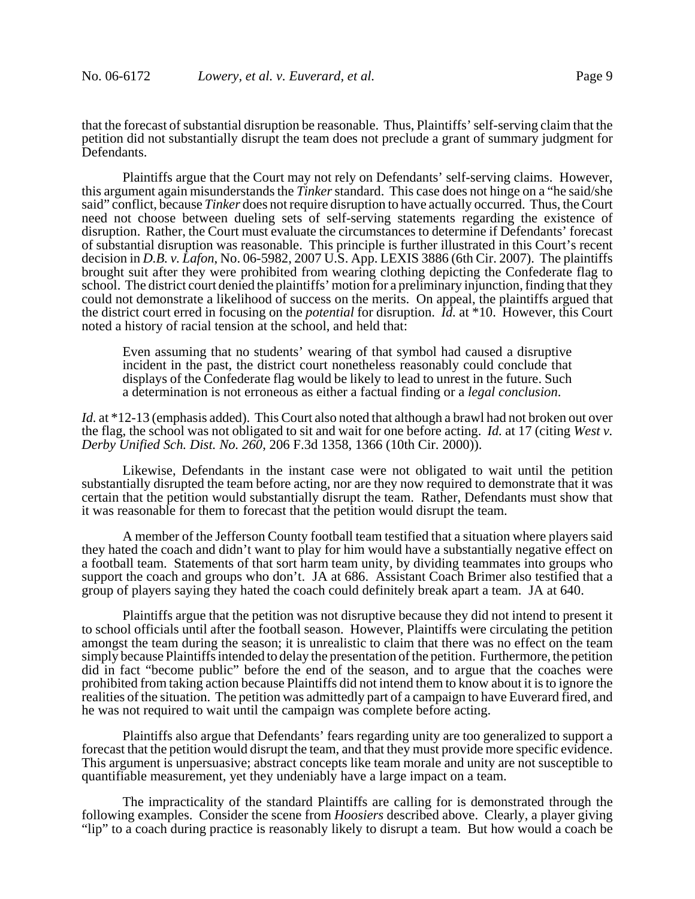that the forecast of substantial disruption be reasonable. Thus, Plaintiffs' self-serving claim that the petition did not substantially disrupt the team does not preclude a grant of summary judgment for Defendants.

Plaintiffs argue that the Court may not rely on Defendants' self-serving claims. However, this argument again misunderstands the *Tinker* standard. This case does not hinge on a "he said/she said" conflict, because *Tinker* does not require disruption to have actually occurred. Thus, the Court need not choose between dueling sets of self-serving statements regarding the existence of disruption. Rather, the Court must evaluate the circumstances to determine if Defendants' forecast of substantial disruption was reasonable. This principle is further illustrated in this Court's recent decision in *D.B. v. Lafon*, No. 06-5982, 2007 U.S. App. LEXIS 3886 (6th Cir. 2007). The plaintiffs brought suit after they were prohibited from wearing clothing depicting the Confederate flag to school. The district court denied the plaintiffs' motion for a preliminary injunction, finding that they could not demonstrate a likelihood of success on the merits. On appeal, the plaintiffs argued that the district court erred in focusing on the *potential* for disruption. *Id.* at *10. However, this Court noted a history of racial tension at the school, and held that:

> Even assuming that no students' wearing of that symbol had caused a disruptive incident in the past, the district court nonetheless reasonably could conclude that displays of the Confederate flag would be likely to lead to unrest in the future. Such a determination is not erroneous as either a factual finding or a *legal conclusion*.

*Id.* at *12-13 (emphasis added). This Court also noted that although a brawl had not broken out over the flag, the school was not obligated to sit and wait for one before acting. *Id.* at 17 (citing *West v. Derby Unified Sch. Dist. No. 260*, 206 F.3d 1358, 1366 (10th Cir. 2000)).

Likewise, Defendants in the instant case were not obligated to wait until the petition substantially disrupted the team before acting, nor are they now required to demonstrate that it was certain that the petition would substantially disrupt the team. Rather, Defendants must show that it was reasonable for them to forecast that the petition would disrupt the team.

A member of the Jefferson County football team testified that a situation where players said they hated the coach and didn't want to play for him would have a substantially negative effect on a football team. Statements of that sort harm team unity, by dividing teammates into groups who support the coach and groups who don't. JA at 686. Assistant Coach Brimer also testified that a group of players saying they hated the coach could definitely break apart a team. JA at 640.

Plaintiffs argue that the petition was not disruptive because they did not intend to present it to school officials until after the football season. However, Plaintiffs were circulating the petition amongst the team during the season; it is unrealistic to claim that there was no effect on the team simply because Plaintiffs intended to delay the presentation of the petition. Furthermore, the petition did in fact "become public" before the end of the season, and to argue that the coaches were prohibited from taking action because Plaintiffs did not intend them to know about it is to ignore the realities of the situation. The petition was admittedly part of a campaign to have Euverard fired, and he was not required to wait until the campaign was complete before acting.

Plaintiffs also argue that Defendants' fears regarding unity are too generalized to support a forecast that the petition would disrupt the team, and that they must provide more specific evidence. This argument is unpersuasive; abstract concepts like team morale and unity are not susceptible to quantifiable measurement, yet they undeniably have a large impact on a team.

The impracticality of the standard Plaintiffs are calling for is demonstrated through the following examples. Consider the scene from *Hoosiers* described above. Clearly, a player giving "lip" to a coach during practice is reasonably likely to disrupt a team. But how would a coach be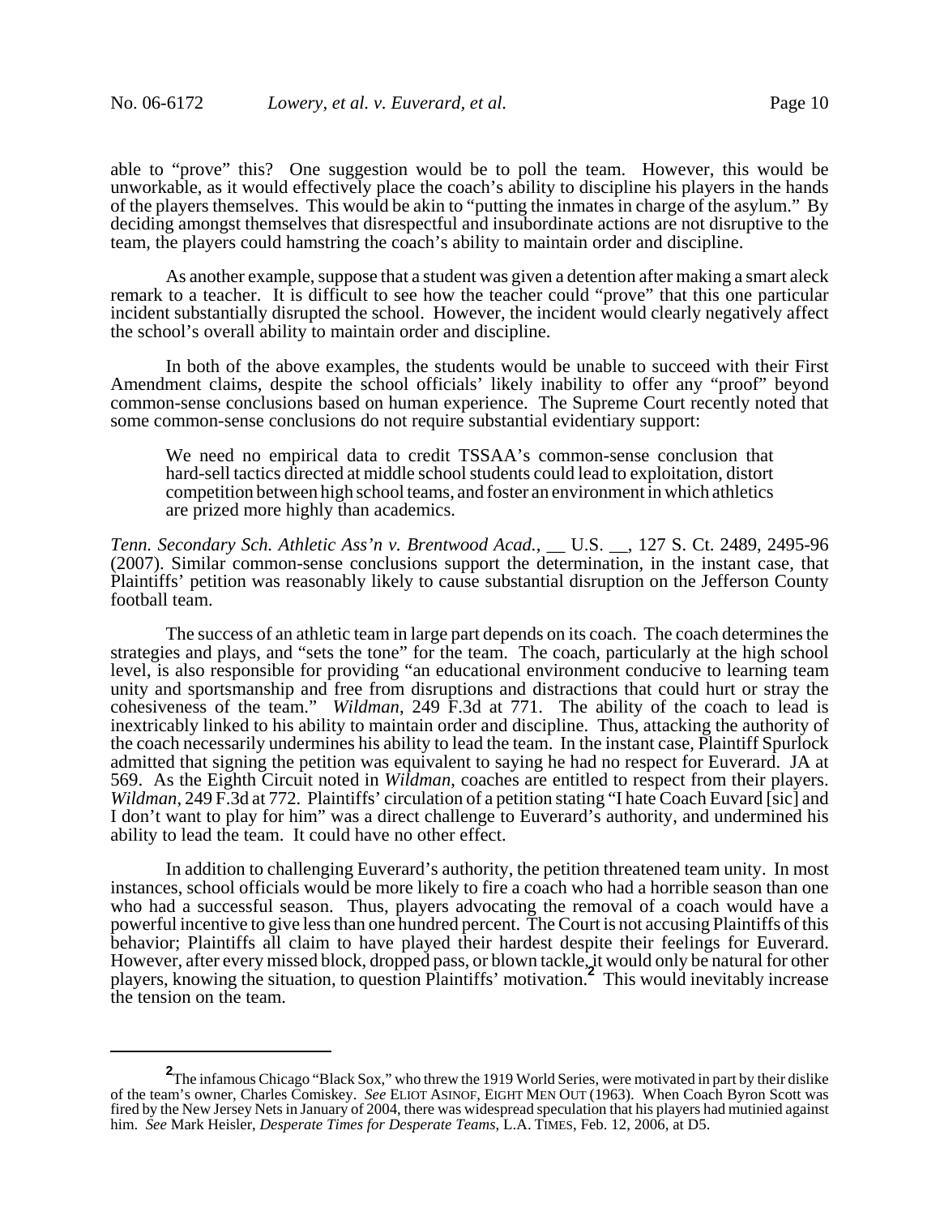able to "prove" this? One suggestion would be to poll the team. However, this would be unworkable, as it would effectively place the coach's ability to discipline his players in the hands of the players themselves. This would be akin to "putting the inmates in charge of the asylum." By deciding amongst themselves that disrespectful and insubordinate actions are not disruptive to the team, the players could hamstring the coach's ability to maintain order and discipline.

As another example, suppose that a student was given a detention after making a smart aleck remark to a teacher. It is difficult to see how the teacher could "prove" that this one particular incident substantially disrupted the school. However, the incident would clearly negatively affect the school's overall ability to maintain order and discipline.

In both of the above examples, the students would be unable to succeed with their First Amendment claims, despite the school officials' likely inability to offer any "proof" beyond common-sense conclusions based on human experience. The Supreme Court recently noted that some common-sense conclusions do not require substantial evidentiary support:

> We need no empirical data to credit TSSAA's common-sense conclusion that hard-sell tactics directed at middle school students could lead to exploitation, distort competition between high school teams, and foster an environment in which athletics are prized more highly than academics.

*Tenn. Secondary Sch. Athletic Ass'n v. Brentwood Acad.*, __ U.S. __, 127 S. Ct. 2489, 2495-96 (2007). Similar common-sense conclusions support the determination, in the instant case, that Plaintiffs' petition was reasonably likely to cause substantial disruption on the Jefferson County football team.

The success of an athletic team in large part depends on its coach. The coach determines the strategies and plays, and "sets the tone" for the team. The coach, particularly at the high school level, is also responsible for providing "an educational environment conducive to learning team unity and sportsmanship and free from disruptions and distractions that could hurt or stray the cohesiveness of the team." *Wildman*, 249 F.3d at 771. The ability of the coach to lead is inextricably linked to his ability to maintain order and discipline. Thus, attacking the authority of the coach necessarily undermines his ability to lead the team. In the instant case, Plaintiff Spurlock admitted that signing the petition was equivalent to saying he had no respect for Euverard. JA at 569. As the Eighth Circuit noted in *Wildman*, coaches are entitled to respect from their players. *Wildman*, 249 F.3d at 772. Plaintiffs' circulation of a petition stating "I hate Coach Euvard [sic] and I don't want to play for him" was a direct challenge to Euverard's authority, and undermined his ability to lead the team. It could have no other effect.

In addition to challenging Euverard's authority, the petition threatened team unity. In most instances, school officials would be more likely to fire a coach who had a horrible season than one who had a successful season. Thus, players advocating the removal of a coach would have a powerful incentive to give less than one hundred percent. The Court is not accusing Plaintiffs of this behavior; Plaintiffs all claim to have played their hardest despite their feelings for Euverard. However, after every missed block, dropped pass, or blown tackle, it would only be natural for other players, knowing the situation, to question Plaintiffs' motivation.[2] This would inevitably increase the tension on the team.

---

[2] The infamous Chicago "Black Sox," who threw the 1919 World Series, were motivated in part by their dislike of the team's owner, Charles Comiskey. *See* ELIOT ASINOF, EIGHT MEN OUT (1963). When Coach Byron Scott was fired by the New Jersey Nets in January of 2004, there was widespread speculation that his players had mutinied against him. *See* Mark Heisler, *Desperate Times for Desperate Teams*, L.A. TIMES, Feb. 12, 2006, at D5.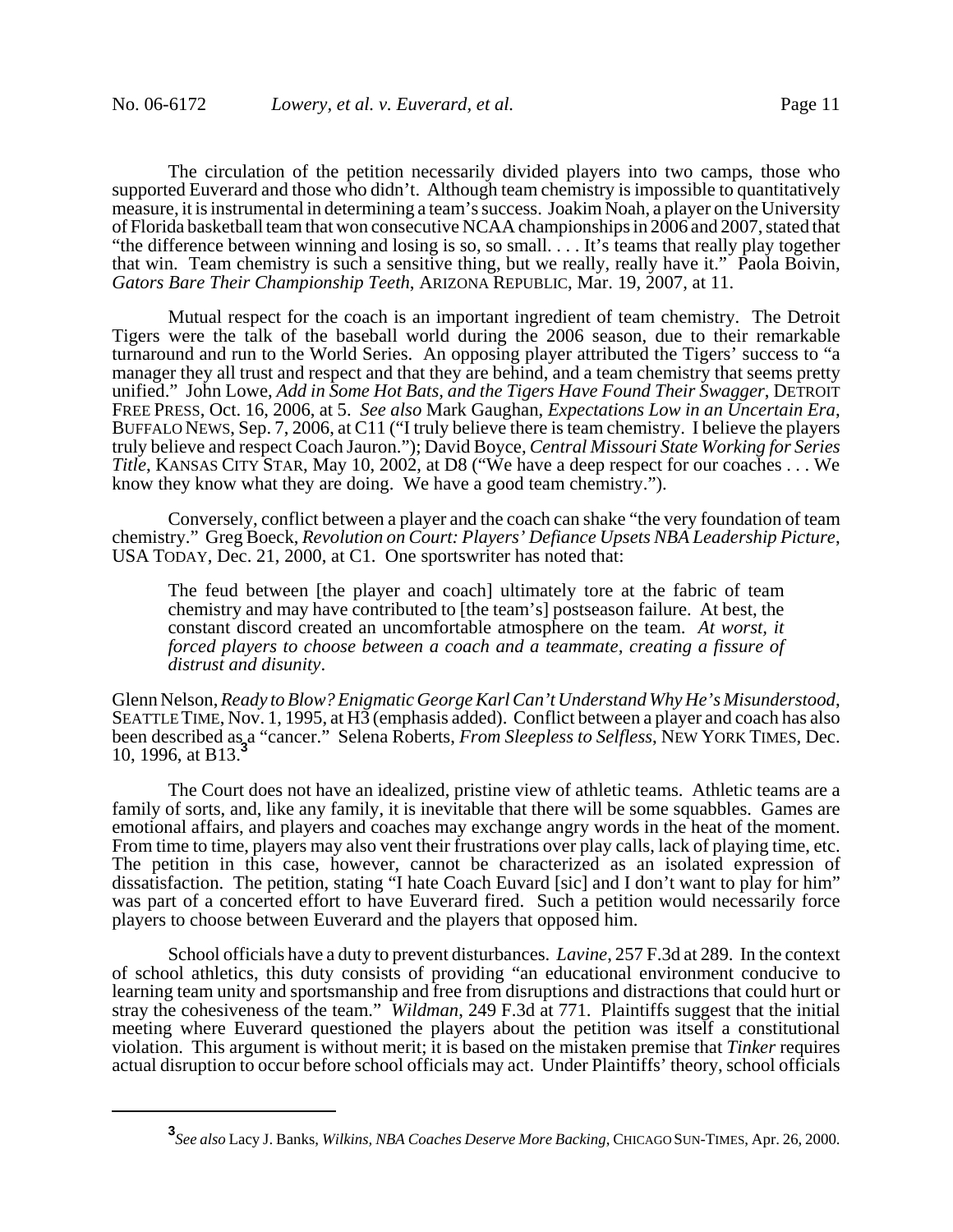The circulation of the petition necessarily divided players into two camps, those who supported Euverard and those who didn't. Although team chemistry is impossible to quantitatively measure, it is instrumental in determining a team's success. Joakim Noah, a player on the University of Florida basketball team that won consecutive NCAA championships in 2006 and 2007, stated that "the difference between winning and losing is so, so small. . . . It's teams that really play together that win. Team chemistry is such a sensitive thing, but we really, really have it." Paola Boivin, *Gators Bare Their Championship Teeth*, ARIZONA REPUBLIC, Mar. 19, 2007, at 11.

Mutual respect for the coach is an important ingredient of team chemistry. The Detroit Tigers were the talk of the baseball world during the 2006 season, due to their remarkable turnaround and run to the World Series. An opposing player attributed the Tigers' success to "a manager they all trust and respect and that they are behind, and a team chemistry that seems pretty unified." John Lowe, *Add in Some Hot Bats, and the Tigers Have Found Their Swagger*, DETROIT FREE PRESS, Oct. 16, 2006, at 5. *See also* Mark Gaughan, *Expectations Low in an Uncertain Era*, BUFFALO NEWS, Sep. 7, 2006, at C11 ("I truly believe there is team chemistry. I believe the players truly believe and respect Coach Jauron."); David Boyce, *Central Missouri State Working for Series Title*, KANSAS CITY STAR, May 10, 2002, at D8 ("We have a deep respect for our coaches . . . We know they know what they are doing. We have a good team chemistry.").

Conversely, conflict between a player and the coach can shake "the very foundation of team chemistry." Greg Boeck, *Revolution on Court: Players' Defiance Upsets NBA Leadership Picture*, USA TODAY, Dec. 21, 2000, at C1. One sportswriter has noted that:

> The feud between [the player and coach] ultimately tore at the fabric of team chemistry and may have contributed to [the team's] postseason failure. At best, the constant discord created an uncomfortable atmosphere on the team. *At worst, it forced players to choose between a coach and a teammate, creating a fissure of distrust and disunity*.

Glenn Nelson, *Ready to Blow? Enigmatic George Karl Can't Understand Why He's Misunderstood*, SEATTLE TIME, Nov. 1, 1995, at H3 (emphasis added). Conflict between a player and coach has also been described as a "cancer." Selena Roberts, *From Sleepless to Selfless*, NEW YORK TIMES, Dec. 10, 1996, at B13.[3]

The Court does not have an idealized, pristine view of athletic teams. Athletic teams are a family of sorts, and, like any family, it is inevitable that there will be some squabbles. Games are emotional affairs, and players and coaches may exchange angry words in the heat of the moment. From time to time, players may also vent their frustrations over play calls, lack of playing time, etc. The petition in this case, however, cannot be characterized as an isolated expression of dissatisfaction. The petition, stating "I hate Coach Euvard [sic] and I don't want to play for him" was part of a concerted effort to have Euverard fired. Such a petition would necessarily force players to choose between Euverard and the players that opposed him.

School officials have a duty to prevent disturbances. *Lavine*, 257 F.3d at 289. In the context of school athletics, this duty consists of providing "an educational environment conducive to learning team unity and sportsmanship and free from disruptions and distractions that could hurt or stray the cohesiveness of the team." *Wildman*, 249 F.3d at 771. Plaintiffs suggest that the initial meeting where Euverard questioned the players about the petition was itself a constitutional violation. This argument is without merit; it is based on the mistaken premise that *Tinker* requires actual disruption to occur before school officials may act. Under Plaintiffs' theory, school officials

[3] *See also* Lacy J. Banks, *Wilkins, NBA Coaches Deserve More Backing*, CHICAGO SUN-TIMES, Apr. 26, 2000.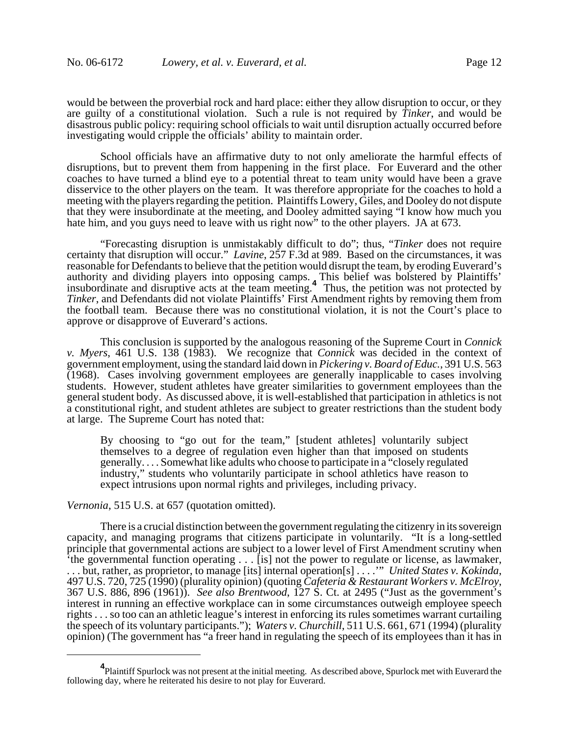would be between the proverbial rock and hard place: either they allow disruption to occur, or they are guilty of a constitutional violation. Such a rule is not required by *Tinker*, and would be disastrous public policy: requiring school officials to wait until disruption actually occurred before investigating would cripple the officials' ability to maintain order.

School officials have an affirmative duty to not only ameliorate the harmful effects of disruptions, but to prevent them from happening in the first place. For Euverard and the other coaches to have turned a blind eye to a potential threat to team unity would have been a grave disservice to the other players on the team. It was therefore appropriate for the coaches to hold a meeting with the players regarding the petition. Plaintiffs Lowery, Giles, and Dooley do not dispute that they were insubordinate at the meeting, and Dooley admitted saying "I know how much you hate him, and you guys need to leave with us right now" to the other players. JA at 673.

"Forecasting disruption is unmistakably difficult to do"; thus, "*Tinker* does not require certainty that disruption will occur." *Lavine*, 257 F.3d at 989. Based on the circumstances, it was reasonable for Defendants to believe that the petition would disrupt the team, by eroding Euverard's authority and dividing players into opposing camps. This belief was bolstered by Plaintiffs' insubordinate and disruptive acts at the team meeting.[4] Thus, the petition was not protected by *Tinker*, and Defendants did not violate Plaintiffs' First Amendment rights by removing them from the football team. Because there was no constitutional violation, it is not the Court's place to approve or disapprove of Euverard's actions.

This conclusion is supported by the analogous reasoning of the Supreme Court in *Connick v. Myers*, 461 U.S. 138 (1983). We recognize that *Connick* was decided in the context of government employment, using the standard laid down in *Pickering v. Board of Educ.*, 391 U.S. 563 (1968). Cases involving government employees are generally inapplicable to cases involving students. However, student athletes have greater similarities to government employees than the general student body. As discussed above, it is well-established that participation in athletics is not a constitutional right, and student athletes are subject to greater restrictions than the student body at large. The Supreme Court has noted that:

> By choosing to "go out for the team," [student athletes] voluntarily subject themselves to a degree of regulation even higher than that imposed on students generally. . . . Somewhat like adults who choose to participate in a "closely regulated industry," students who voluntarily participate in school athletics have reason to expect intrusions upon normal rights and privileges, including privacy.

*Vernonia*, 515 U.S. at 657 (quotation omitted).

There is a crucial distinction between the government regulating the citizenry in its sovereign capacity, and managing programs that citizens participate in voluntarily. "It is a long-settled principle that governmental actions are subject to a lower level of First Amendment scrutiny when 'the governmental function operating . . . [is] not the power to regulate or license, as lawmaker, . . . but, rather, as proprietor, to manage [its] internal operation[s] . . . .'" *United States v. Kokinda*, 497 U.S. 720, 725 (1990) (plurality opinion) (quoting *Cafeteria & Restaurant Workers v. McElroy*, 367 U.S. 886, 896 (1961)). *See also Brentwood*, 127 S. Ct. at 2495 ("Just as the government's interest in running an effective workplace can in some circumstances outweigh employee speech rights . . . so too can an athletic league's interest in enforcing its rules sometimes warrant curtailing the speech of its voluntary participants."); *Waters v. Churchill*, 511 U.S. 661, 671 (1994) (plurality opinion) (The government has "a freer hand in regulating the speech of its employees than it has in

---

[4] Plaintiff Spurlock was not present at the initial meeting. As described above, Spurlock met with Euverard the following day, where he reiterated his desire to not play for Euverard.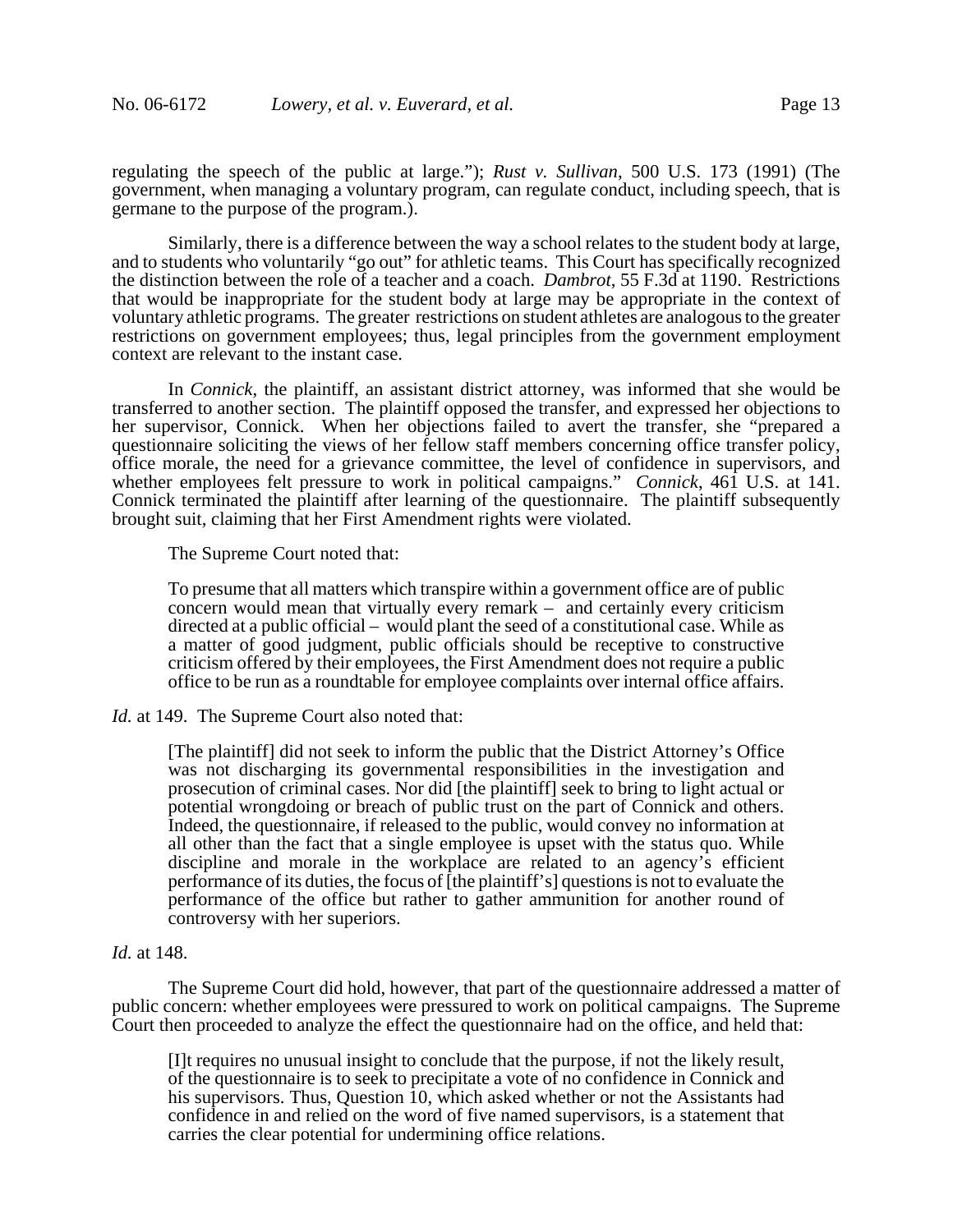regulating the speech of the public at large."); *Rust v. Sullivan*, 500 U.S. 173 (1991) (The government, when managing a voluntary program, can regulate conduct, including speech, that is germane to the purpose of the program.).

Similarly, there is a difference between the way a school relates to the student body at large, and to students who voluntarily "go out" for athletic teams. This Court has specifically recognized the distinction between the role of a teacher and a coach. *Dambrot*, 55 F.3d at 1190. Restrictions that would be inappropriate for the student body at large may be appropriate in the context of voluntary athletic programs. The greater restrictions on student athletes are analogous to the greater restrictions on government employees; thus, legal principles from the government employment context are relevant to the instant case.

In *Connick*, the plaintiff, an assistant district attorney, was informed that she would be transferred to another section. The plaintiff opposed the transfer, and expressed her objections to her supervisor, Connick. When her objections failed to avert the transfer, she "prepared a questionnaire soliciting the views of her fellow staff members concerning office transfer policy, office morale, the need for a grievance committee, the level of confidence in supervisors, and whether employees felt pressure to work in political campaigns." *Connick*, 461 U.S. at 141. Connick terminated the plaintiff after learning of the questionnaire. The plaintiff subsequently brought suit, claiming that her First Amendment rights were violated.

The Supreme Court noted that:

> To presume that all matters which transpire within a government office are of public concern would mean that virtually every remark – and certainly every criticism directed at a public official – would plant the seed of a constitutional case. While as a matter of good judgment, public officials should be receptive to constructive criticism offered by their employees, the First Amendment does not require a public office to be run as a roundtable for employee complaints over internal office affairs.

*Id.* at 149. The Supreme Court also noted that:

> [The plaintiff] did not seek to inform the public that the District Attorney's Office was not discharging its governmental responsibilities in the investigation and prosecution of criminal cases. Nor did [the plaintiff] seek to bring to light actual or potential wrongdoing or breach of public trust on the part of Connick and others. Indeed, the questionnaire, if released to the public, would convey no information at all other than the fact that a single employee is upset with the status quo. While discipline and morale in the workplace are related to an agency's efficient performance of its duties, the focus of [the plaintiff's] questions is not to evaluate the performance of the office but rather to gather ammunition for another round of controversy with her superiors.

*Id.* at 148.

The Supreme Court did hold, however, that part of the questionnaire addressed a matter of public concern: whether employees were pressured to work on political campaigns. The Supreme Court then proceeded to analyze the effect the questionnaire had on the office, and held that:

> [I]t requires no unusual insight to conclude that the purpose, if not the likely result, of the questionnaire is to seek to precipitate a vote of no confidence in Connick and his supervisors. Thus, Question 10, which asked whether or not the Assistants had confidence in and relied on the word of five named supervisors, is a statement that carries the clear potential for undermining office relations.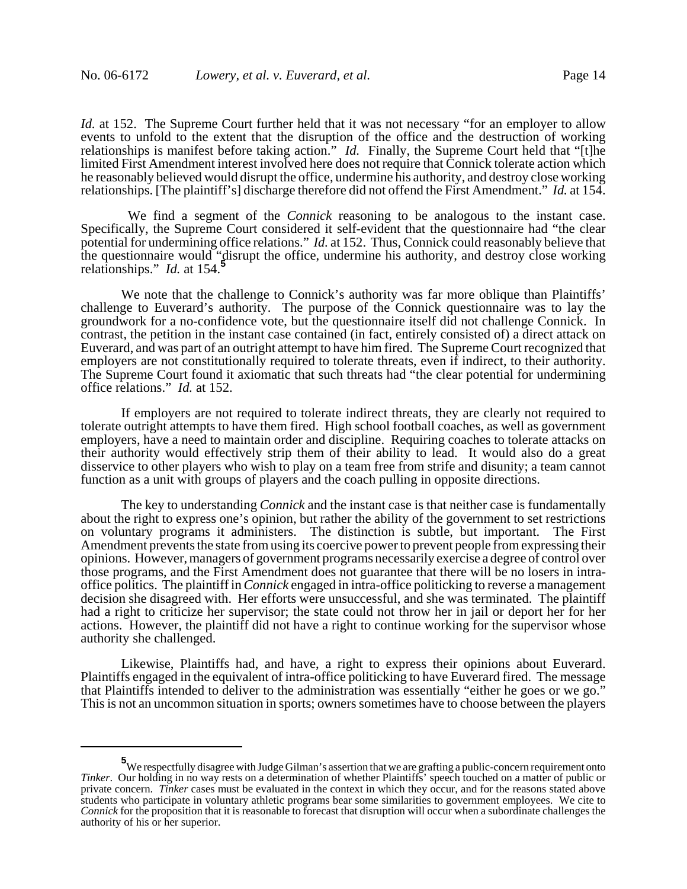*Id.* at 152. The Supreme Court further held that it was not necessary "for an employer to allow events to unfold to the extent that the disruption of the office and the destruction of working relationships is manifest before taking action." *Id.* Finally, the Supreme Court held that "[t]he limited First Amendment interest involved here does not require that Connick tolerate action which he reasonably believed would disrupt the office, undermine his authority, and destroy close working relationships. [The plaintiff's] discharge therefore did not offend the First Amendment." *Id.* at 154.

We find a segment of the *Connick* reasoning to be analogous to the instant case. Specifically, the Supreme Court considered it self-evident that the questionnaire had "the clear potential for undermining office relations." *Id.* at 152. Thus, Connick could reasonably believe that the questionnaire would "disrupt the office, undermine his authority, and destroy close working relationships." *Id.* at 154.[5]

We note that the challenge to Connick's authority was far more oblique than Plaintiffs' challenge to Euverard's authority. The purpose of the Connick questionnaire was to lay the groundwork for a no-confidence vote, but the questionnaire itself did not challenge Connick. In contrast, the petition in the instant case contained (in fact, entirely consisted of) a direct attack on Euverard, and was part of an outright attempt to have him fired. The Supreme Court recognized that employers are not constitutionally required to tolerate threats, even if indirect, to their authority. The Supreme Court found it axiomatic that such threats had "the clear potential for undermining office relations." *Id.* at 152.

If employers are not required to tolerate indirect threats, they are clearly not required to tolerate outright attempts to have them fired. High school football coaches, as well as government employers, have a need to maintain order and discipline. Requiring coaches to tolerate attacks on their authority would effectively strip them of their ability to lead. It would also do a great disservice to other players who wish to play on a team free from strife and disunity; a team cannot function as a unit with groups of players and the coach pulling in opposite directions.

The key to understanding *Connick* and the instant case is that neither case is fundamentally about the right to express one's opinion, but rather the ability of the government to set restrictions on voluntary programs it administers. The distinction is subtle, but important. The First Amendment prevents the state from using its coercive power to prevent people from expressing their opinions. However, managers of government programs necessarily exercise a degree of control over those programs, and the First Amendment does not guarantee that there will be no losers in intra-office politics. The plaintiff in *Connick* engaged in intra-office politicking to reverse a management decision she disagreed with. Her efforts were unsuccessful, and she was terminated. The plaintiff had a right to criticize her supervisor; the state could not throw her in jail or deport her for her actions. However, the plaintiff did not have a right to continue working for the supervisor whose authority she challenged.

Likewise, Plaintiffs had, and have, a right to express their opinions about Euverard. Plaintiffs engaged in the equivalent of intra-office politicking to have Euverard fired. The message that Plaintiffs intended to deliver to the administration was essentially "either he goes or we go." This is not an uncommon situation in sports; owners sometimes have to choose between the players

---

[5] We respectfully disagree with Judge Gilman's assertion that we are grafting a public-concern requirement onto *Tinker*. Our holding in no way rests on a determination of whether Plaintiffs' speech touched on a matter of public or private concern. *Tinker* cases must be evaluated in the context in which they occur, and for the reasons stated above students who participate in voluntary athletic programs bear some similarities to government employees. We cite to *Connick* for the proposition that it is reasonable to forecast that disruption will occur when a subordinate challenges the authority of his or her superior.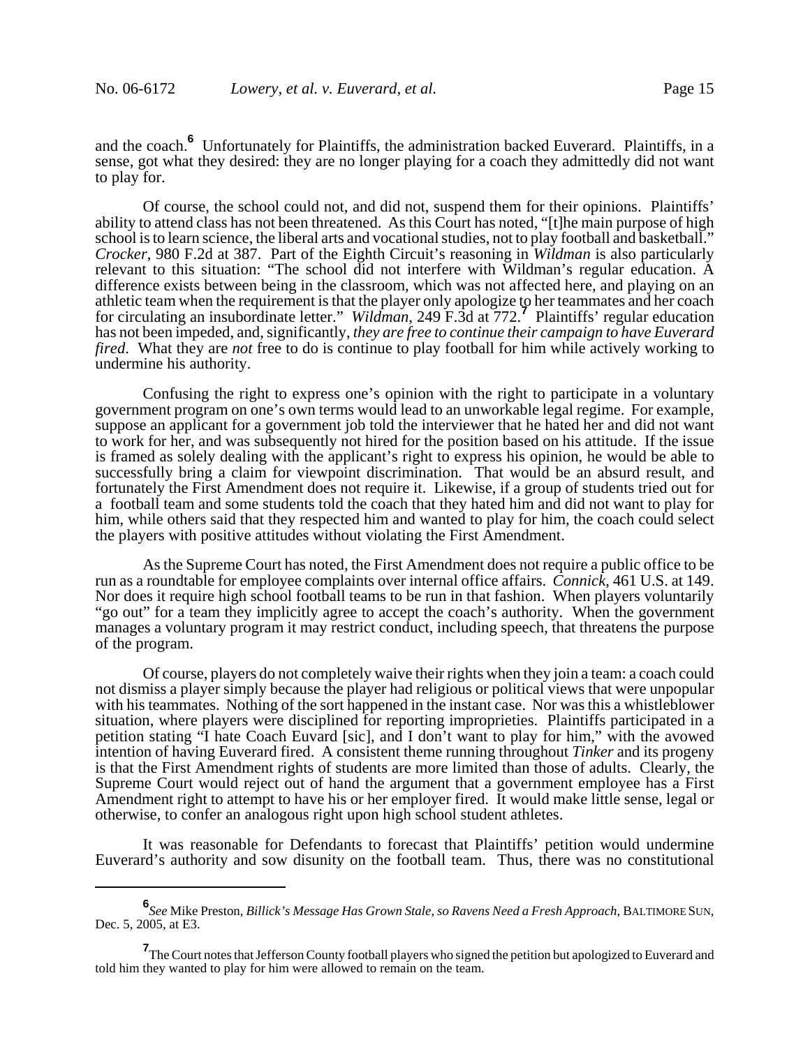and the coach.[6] Unfortunately for Plaintiffs, the administration backed Euverard. Plaintiffs, in a sense, got what they desired: they are no longer playing for a coach they admittedly did not want to play for.

Of course, the school could not, and did not, suspend them for their opinions. Plaintiffs' ability to attend class has not been threatened. As this Court has noted, "[t]he main purpose of high school is to learn science, the liberal arts and vocational studies, not to play football and basketball." *Crocker*, 980 F.2d at 387. Part of the Eighth Circuit's reasoning in *Wildman* is also particularly relevant to this situation: "The school did not interfere with Wildman's regular education. A difference exists between being in the classroom, which was not affected here, and playing on an athletic team when the requirement is that the player only apologize to her teammates and her coach for circulating an insubordinate letter." *Wildman*, 249 F.3d at 772.[7] Plaintiffs' regular education has not been impeded, and, significantly, *they are free to continue their campaign to have Euverard fired*. What they are *not* free to do is continue to play football for him while actively working to undermine his authority.

Confusing the right to express one's opinion with the right to participate in a voluntary government program on one's own terms would lead to an unworkable legal regime. For example, suppose an applicant for a government job told the interviewer that he hated her and did not want to work for her, and was subsequently not hired for the position based on his attitude. If the issue is framed as solely dealing with the applicant's right to express his opinion, he would be able to successfully bring a claim for viewpoint discrimination. That would be an absurd result, and fortunately the First Amendment does not require it. Likewise, if a group of students tried out for a football team and some students told the coach that they hated him and did not want to play for him, while others said that they respected him and wanted to play for him, the coach could select the players with positive attitudes without violating the First Amendment.

As the Supreme Court has noted, the First Amendment does not require a public office to be run as a roundtable for employee complaints over internal office affairs. *Connick*, 461 U.S. at 149. Nor does it require high school football teams to be run in that fashion. When players voluntarily "go out" for a team they implicitly agree to accept the coach's authority. When the government manages a voluntary program it may restrict conduct, including speech, that threatens the purpose of the program.

Of course, players do not completely waive their rights when they join a team: a coach could not dismiss a player simply because the player had religious or political views that were unpopular with his teammates. Nothing of the sort happened in the instant case. Nor was this a whistleblower situation, where players were disciplined for reporting improprieties. Plaintiffs participated in a petition stating "I hate Coach Euvard [sic], and I don't want to play for him," with the avowed intention of having Euverard fired. A consistent theme running throughout *Tinker* and its progeny is that the First Amendment rights of students are more limited than those of adults. Clearly, the Supreme Court would reject out of hand the argument that a government employee has a First Amendment right to attempt to have his or her employer fired. It would make little sense, legal or otherwise, to confer an analogous right upon high school student athletes.

It was reasonable for Defendants to forecast that Plaintiffs' petition would undermine Euverard's authority and sow disunity on the football team. Thus, there was no constitutional

---

[6] *See* Mike Preston, *Billick's Message Has Grown Stale, so Ravens Need a Fresh Approach*, BALTIMORE SUN, Dec. 5, 2005, at E3.

[7] The Court notes that Jefferson County football players who signed the petition but apologized to Euverard and told him they wanted to play for him were allowed to remain on the team.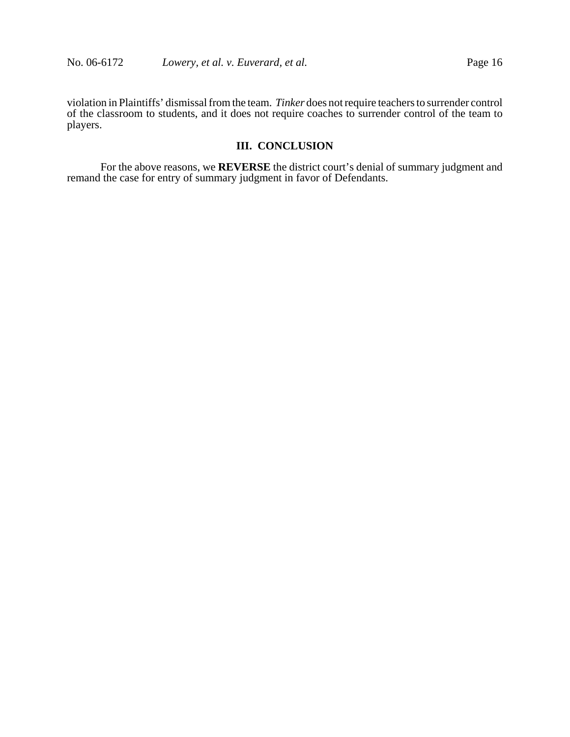violation in Plaintiffs' dismissal from the team. *Tinker* does not require teachers to surrender control of the classroom to students, and it does not require coaches to surrender control of the team to players.

## III. CONCLUSION

For the above reasons, we **REVERSE** the district court's denial of summary judgment and remand the case for entry of summary judgment in favor of Defendants.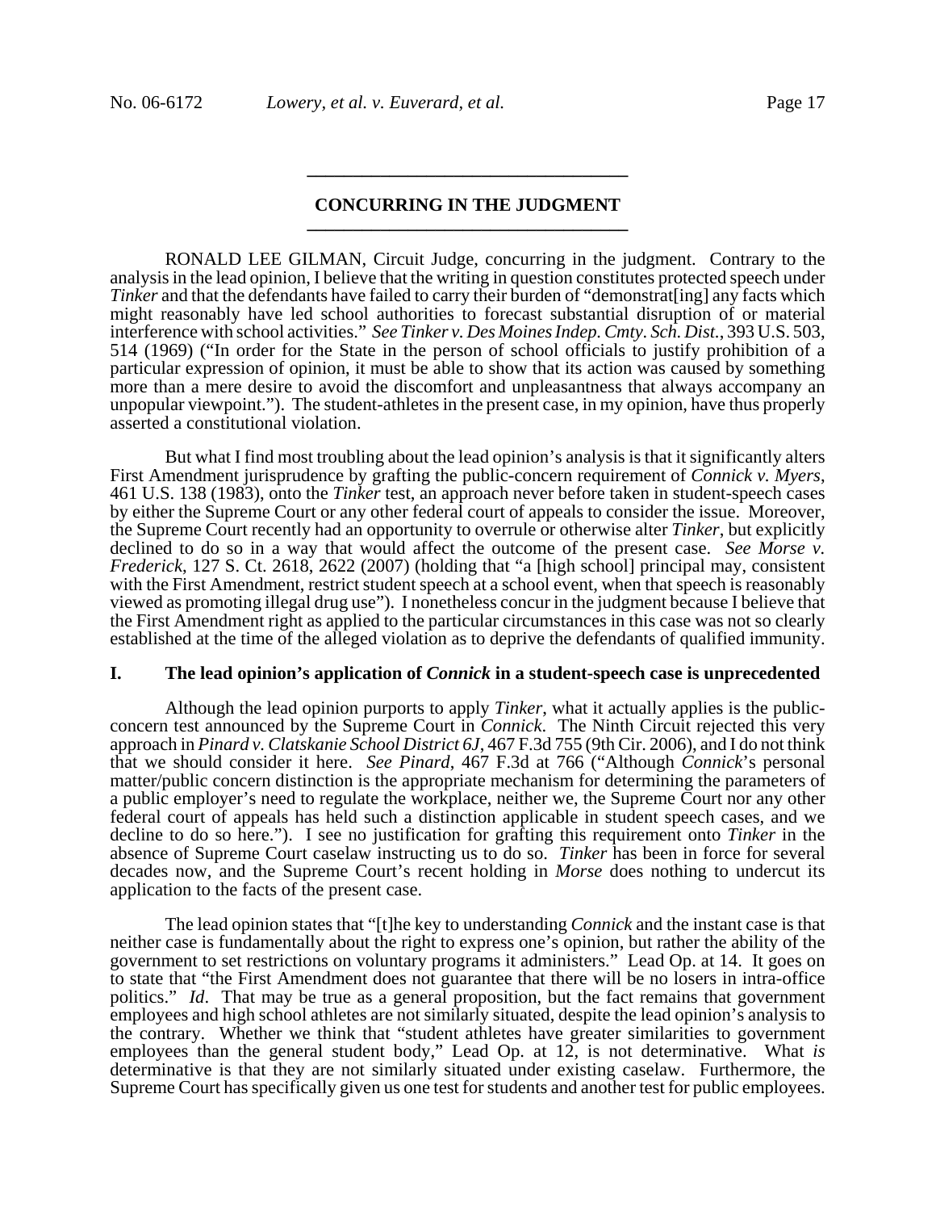## CONCURRING IN THE JUDGMENT

RONALD LEE GILMAN, Circuit Judge, concurring in the judgment. Contrary to the analysis in the lead opinion, I believe that the writing in question constitutes protected speech under *Tinker* and that the defendants have failed to carry their burden of "demonstrat[ing] any facts which might reasonably have led school authorities to forecast substantial disruption of or material interference with school activities." *See Tinker v. Des Moines Indep. Cmty. Sch. Dist.*, 393 U.S. 503, 514 (1969) ("In order for the State in the person of school officials to justify prohibition of a particular expression of opinion, it must be able to show that its action was caused by something more than a mere desire to avoid the discomfort and unpleasantness that always accompany an unpopular viewpoint."). The student-athletes in the present case, in my opinion, have thus properly asserted a constitutional violation.

But what I find most troubling about the lead opinion's analysis is that it significantly alters First Amendment jurisprudence by grafting the public-concern requirement of *Connick v. Myers*, 461 U.S. 138 (1983), onto the *Tinker* test, an approach never before taken in student-speech cases by either the Supreme Court or any other federal court of appeals to consider the issue. Moreover, the Supreme Court recently had an opportunity to overrule or otherwise alter *Tinker*, but explicitly declined to do so in a way that would affect the outcome of the present case. *See Morse v. Frederick*, 127 S. Ct. 2618, 2622 (2007) (holding that "a [high school] principal may, consistent with the First Amendment, restrict student speech at a school event, when that speech is reasonably viewed as promoting illegal drug use"). I nonetheless concur in the judgment because I believe that the First Amendment right as applied to the particular circumstances in this case was not so clearly established at the time of the alleged violation as to deprive the defendants of qualified immunity.

### I. The lead opinion's application of *Connick* in a student-speech case is unprecedented

Although the lead opinion purports to apply *Tinker*, what it actually applies is the public-concern test announced by the Supreme Court in *Connick*. The Ninth Circuit rejected this very approach in *Pinard v. Clatskanie School District 6J*, 467 F.3d 755 (9th Cir. 2006), and I do not think that we should consider it here. *See Pinard*, 467 F.3d at 766 ("Although *Connick*'s personal matter/public concern distinction is the appropriate mechanism for determining the parameters of a public employer's need to regulate the workplace, neither we, the Supreme Court nor any other federal court of appeals has held such a distinction applicable in student speech cases, and we decline to do so here."). I see no justification for grafting this requirement onto *Tinker* in the absence of Supreme Court caselaw instructing us to do so. *Tinker* has been in force for several decades now, and the Supreme Court's recent holding in *Morse* does nothing to undercut its application to the facts of the present case.

The lead opinion states that "[t]he key to understanding *Connick* and the instant case is that neither case is fundamentally about the right to express one's opinion, but rather the ability of the government to set restrictions on voluntary programs it administers." Lead Op. at 14. It goes on to state that "the First Amendment does not guarantee that there will be no losers in intra-office politics." *Id*. That may be true as a general proposition, but the fact remains that government employees and high school athletes are not similarly situated, despite the lead opinion's analysis to the contrary. Whether we think that "student athletes have greater similarities to government employees than the general student body," Lead Op. at 12, is not determinative. What *is* determinative is that they are not similarly situated under existing caselaw. Furthermore, the Supreme Court has specifically given us one test for students and another test for public employees.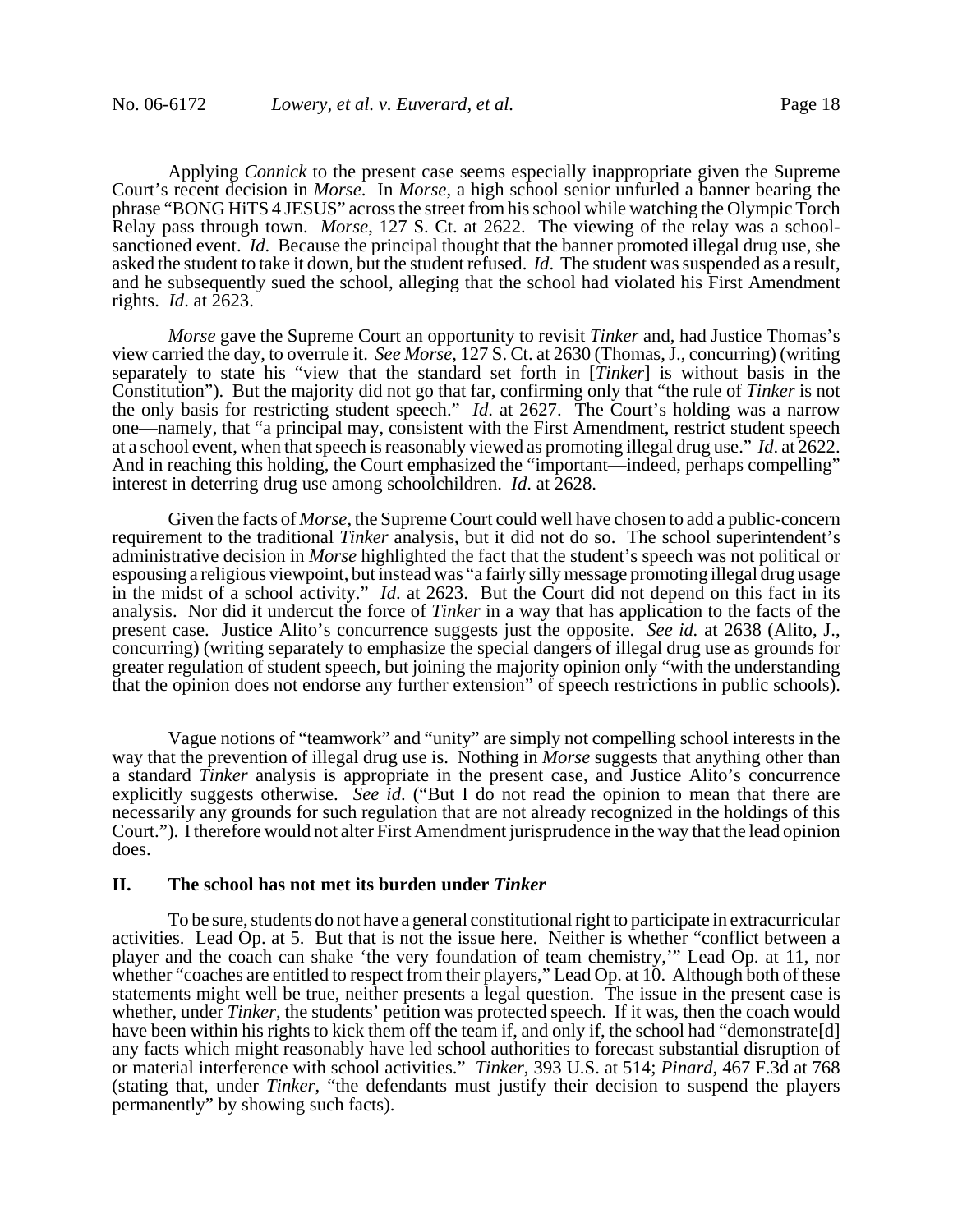Applying *Connick* to the present case seems especially inappropriate given the Supreme Court's recent decision in *Morse*. In *Morse*, a high school senior unfurled a banner bearing the phrase "BONG HiTS 4 JESUS" across the street from his school while watching the Olympic Torch Relay pass through town. *Morse*, 127 S. Ct. at 2622. The viewing of the relay was a school-sanctioned event. *Id.* Because the principal thought that the banner promoted illegal drug use, she asked the student to take it down, but the student refused. *Id*. The student was suspended as a result, and he subsequently sued the school, alleging that the school had violated his First Amendment rights. *Id*. at 2623.

*Morse* gave the Supreme Court an opportunity to revisit *Tinker* and, had Justice Thomas's view carried the day, to overrule it. *See Morse*, 127 S. Ct. at 2630 (Thomas, J., concurring) (writing separately to state his "view that the standard set forth in [*Tinker*] is without basis in the Constitution"). But the majority did not go that far, confirming only that "the rule of *Tinker* is not the only basis for restricting student speech." *Id*. at 2627. The Court's holding was a narrow one—namely, that "a principal may, consistent with the First Amendment, restrict student speech at a school event, when that speech is reasonably viewed as promoting illegal drug use." *Id.* at 2622. And in reaching this holding, the Court emphasized the "important—indeed, perhaps compelling" interest in deterring drug use among schoolchildren. *Id.* at 2628.

Given the facts of *Morse*, the Supreme Court could well have chosen to add a public-concern requirement to the traditional *Tinker* analysis, but it did not do so. The school superintendent's administrative decision in *Morse* highlighted the fact that the student's speech was not political or espousing a religious viewpoint, but instead was "a fairly silly message promoting illegal drug usage in the midst of a school activity." *Id*. at 2623. But the Court did not depend on this fact in its analysis. Nor did it undercut the force of *Tinker* in a way that has application to the facts of the present case. Justice Alito's concurrence suggests just the opposite. *See id.* at 2638 (Alito, J., concurring) (writing separately to emphasize the special dangers of illegal drug use as grounds for greater regulation of student speech, but joining the majority opinion only "with the understanding that the opinion does not endorse any further extension" of speech restrictions in public schools).

Vague notions of "teamwork" and "unity" are simply not compelling school interests in the way that the prevention of illegal drug use is. Nothing in *Morse* suggests that anything other than a standard *Tinker* analysis is appropriate in the present case, and Justice Alito's concurrence explicitly suggests otherwise. *See id*. ("But I do not read the opinion to mean that there are necessarily any grounds for such regulation that are not already recognized in the holdings of this Court."). I therefore would not alter First Amendment jurisprudence in the way that the lead opinion does.

## II. The school has not met its burden under *Tinker*

To be sure, students do not have a general constitutional right to participate in extracurricular activities. Lead Op. at 5. But that is not the issue here. Neither is whether "conflict between a player and the coach can shake 'the very foundation of team chemistry,'" Lead Op. at 11, nor whether "coaches are entitled to respect from their players," Lead Op. at 10. Although both of these statements might well be true, neither presents a legal question. The issue in the present case is whether, under *Tinker*, the students' petition was protected speech. If it was, then the coach would have been within his rights to kick them off the team if, and only if, the school had "demonstrate[d] any facts which might reasonably have led school authorities to forecast substantial disruption of or material interference with school activities." *Tinker*, 393 U.S. at 514; *Pinard*, 467 F.3d at 768 (stating that, under *Tinker*, "the defendants must justify their decision to suspend the players permanently" by showing such facts).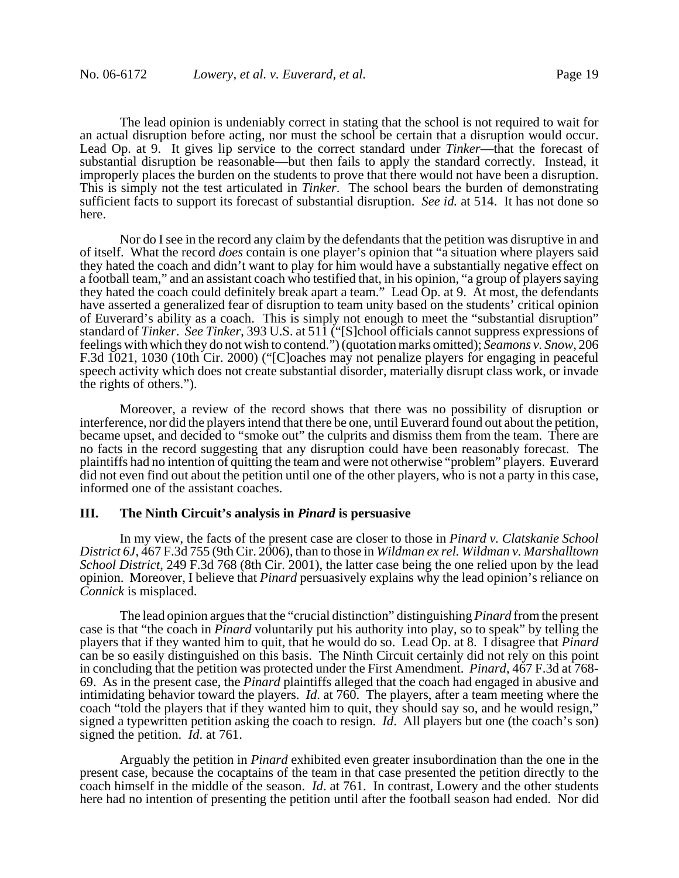The lead opinion is undeniably correct in stating that the school is not required to wait for an actual disruption before acting, nor must the school be certain that a disruption would occur. Lead Op. at 9. It gives lip service to the correct standard under *Tinker*—that the forecast of substantial disruption be reasonable—but then fails to apply the standard correctly. Instead, it improperly places the burden on the students to prove that there would not have been a disruption. This is simply not the test articulated in *Tinker*. The school bears the burden of demonstrating sufficient facts to support its forecast of substantial disruption. *See id.* at 514. It has not done so here.

Nor do I see in the record any claim by the defendants that the petition was disruptive in and of itself. What the record *does* contain is one player's opinion that "a situation where players said they hated the coach and didn't want to play for him would have a substantially negative effect on a football team," and an assistant coach who testified that, in his opinion, "a group of players saying they hated the coach could definitely break apart a team." Lead Op. at 9. At most, the defendants have asserted a generalized fear of disruption to team unity based on the students' critical opinion of Euverard's ability as a coach. This is simply not enough to meet the "substantial disruption" standard of *Tinker*. *See Tinker*, 393 U.S. at 511 ("[S]chool officials cannot suppress expressions of feelings with which they do not wish to contend.") (quotation marks omitted); *Seamons v. Snow*, 206 F.3d 1021, 1030 (10th Cir. 2000) ("[C]oaches may not penalize players for engaging in peaceful speech activity which does not create substantial disorder, materially disrupt class work, or invade the rights of others.").

Moreover, a review of the record shows that there was no possibility of disruption or interference, nor did the players intend that there be one, until Euverard found out about the petition, became upset, and decided to "smoke out" the culprits and dismiss them from the team. There are no facts in the record suggesting that any disruption could have been reasonably forecast. The plaintiffs had no intention of quitting the team and were not otherwise "problem" players. Euverard did not even find out about the petition until one of the other players, who is not a party in this case, informed one of the assistant coaches.

### III. The Ninth Circuit's analysis in *Pinard* is persuasive

In my view, the facts of the present case are closer to those in *Pinard v. Clatskanie School District 6J*, 467 F.3d 755 (9th Cir. 2006), than to those in *Wildman ex rel. Wildman v. Marshalltown School District*, 249 F.3d 768 (8th Cir. 2001), the latter case being the one relied upon by the lead opinion. Moreover, I believe that *Pinard* persuasively explains why the lead opinion's reliance on *Connick* is misplaced.

The lead opinion argues that the "crucial distinction" distinguishing *Pinard* from the present case is that "the coach in *Pinard* voluntarily put his authority into play, so to speak" by telling the players that if they wanted him to quit, that he would do so. Lead Op. at 8. I disagree that *Pinard* can be so easily distinguished on this basis. The Ninth Circuit certainly did not rely on this point in concluding that the petition was protected under the First Amendment. *Pinard*, 467 F.3d at 768-69. As in the present case, the *Pinard* plaintiffs alleged that the coach had engaged in abusive and intimidating behavior toward the players. *Id*. at 760. The players, after a team meeting where the coach "told the players that if they wanted him to quit, they should say so, and he would resign," signed a typewritten petition asking the coach to resign. *Id*. All players but one (the coach's son) signed the petition. *Id*. at 761.

Arguably the petition in *Pinard* exhibited even greater insubordination than the one in the present case, because the cocaptains of the team in that case presented the petition directly to the coach himself in the middle of the season. *Id*. at 761. In contrast, Lowery and the other students here had no intention of presenting the petition until after the football season had ended. Nor did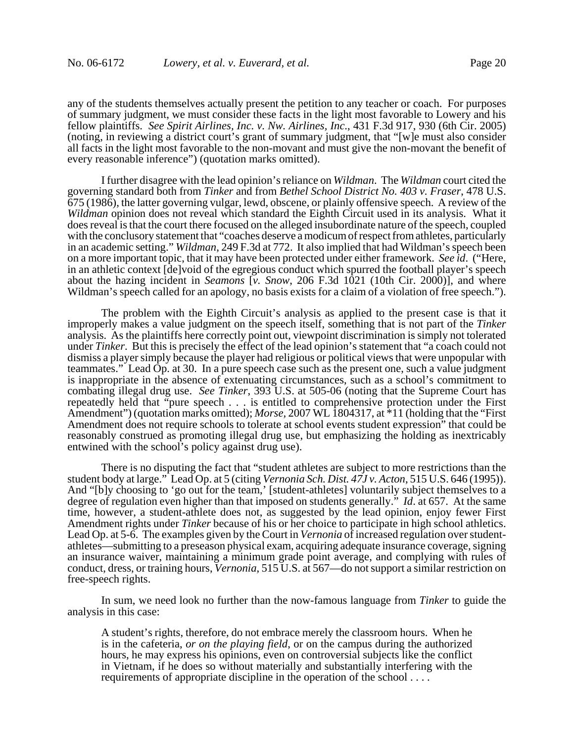any of the students themselves actually present the petition to any teacher or coach. For purposes of summary judgment, we must consider these facts in the light most favorable to Lowery and his fellow plaintiffs. *See Spirit Airlines, Inc. v. Nw. Airlines, Inc.*, 431 F.3d 917, 930 (6th Cir. 2005) (noting, in reviewing a district court's grant of summary judgment, that "[w]e must also consider all facts in the light most favorable to the non-movant and must give the non-movant the benefit of every reasonable inference") (quotation marks omitted).

I further disagree with the lead opinion's reliance on *Wildman*. The *Wildman* court cited the governing standard both from *Tinker* and from *Bethel School District No. 403 v. Fraser*, 478 U.S. 675 (1986), the latter governing vulgar, lewd, obscene, or plainly offensive speech. A review of the *Wildman* opinion does not reveal which standard the Eighth Circuit used in its analysis. What it does reveal is that the court there focused on the alleged insubordinate nature of the speech, coupled with the conclusory statement that "coaches deserve a modicum of respect from athletes, particularly in an academic setting." *Wildman*, 249 F.3d at 772. It also implied that had Wildman's speech been on a more important topic, that it may have been protected under either framework. *See id*. ("Here, in an athletic context [de]void of the egregious conduct which spurred the football player's speech about the hazing incident in *Seamons* [*v. Snow*, 206 F.3d 1021 (10th Cir. 2000)], and where Wildman's speech called for an apology, no basis exists for a claim of a violation of free speech.").

The problem with the Eighth Circuit's analysis as applied to the present case is that it improperly makes a value judgment on the speech itself, something that is not part of the *Tinker* analysis. As the plaintiffs here correctly point out, viewpoint discrimination is simply not tolerated under *Tinker*. But this is precisely the effect of the lead opinion's statement that "a coach could not dismiss a player simply because the player had religious or political views that were unpopular with teammates." Lead Op. at 30. In a pure speech case such as the present one, such a value judgment is inappropriate in the absence of extenuating circumstances, such as a school's commitment to combating illegal drug use. *See Tinker*, 393 U.S. at 505-06 (noting that the Supreme Court has repeatedly held that "pure speech . . . is entitled to comprehensive protection under the First Amendment") (quotation marks omitted); *Morse*, 2007 WL 1804317, at *11 (holding that the "First Amendment does not require schools to tolerate at school events student expression" that could be reasonably construed as promoting illegal drug use, but emphasizing the holding as inextricably entwined with the school's policy against drug use).

There is no disputing the fact that "student athletes are subject to more restrictions than the student body at large." Lead Op. at 5 (citing *Vernonia Sch. Dist. 47J v. Acton*, 515 U.S. 646 (1995)). And "[b]y choosing to 'go out for the team,' [student-athletes] voluntarily subject themselves to a degree of regulation even higher than that imposed on students generally." *Id*. at 657. At the same time, however, a student-athlete does not, as suggested by the lead opinion, enjoy fewer First Amendment rights under *Tinker* because of his or her choice to participate in high school athletics. Lead Op. at 5-6. The examples given by the Court in *Vernonia* of increased regulation over student-athletes—submitting to a preseason physical exam, acquiring adequate insurance coverage, signing an insurance waiver, maintaining a minimum grade point average, and complying with rules of conduct, dress, or training hours, *Vernonia*, 515 U.S. at 567—do not support a similar restriction on free-speech rights.

In sum, we need look no further than the now-famous language from *Tinker* to guide the analysis in this case:

> A student's rights, therefore, do not embrace merely the classroom hours. When he is in the cafeteria, *or on the playing field*, or on the campus during the authorized hours, he may express his opinions, even on controversial subjects like the conflict in Vietnam, if he does so without materially and substantially interfering with the requirements of appropriate discipline in the operation of the school . . . .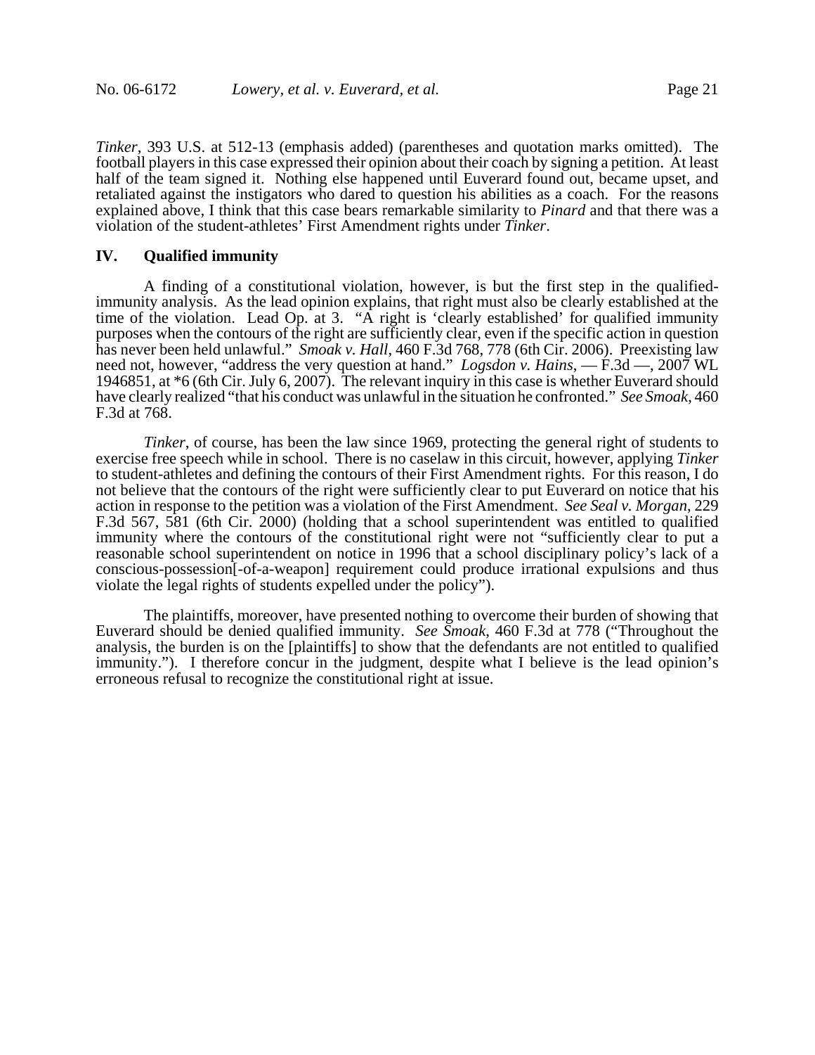*Tinker*, 393 U.S. at 512-13 (emphasis added) (parentheses and quotation marks omitted). The football players in this case expressed their opinion about their coach by signing a petition. At least half of the team signed it. Nothing else happened until Euverard found out, became upset, and retaliated against the instigators who dared to question his abilities as a coach. For the reasons explained above, I think that this case bears remarkable similarity to *Pinard* and that there was a violation of the student-athletes' First Amendment rights under *Tinker*.

## IV. Qualified immunity

A finding of a constitutional violation, however, is but the first step in the qualified-immunity analysis. As the lead opinion explains, that right must also be clearly established at the time of the violation. Lead Op. at 3. "A right is 'clearly established' for qualified immunity purposes when the contours of the right are sufficiently clear, even if the specific action in question has never been held unlawful." *Smoak v. Hall*, 460 F.3d 768, 778 (6th Cir. 2006). Preexisting law need not, however, "address the very question at hand." *Logsdon v. Hains*, — F.3d —, 2007 WL 1946851, at *6 (6th Cir. July 6, 2007). The relevant inquiry in this case is whether Euverard should have clearly realized "that his conduct was unlawful in the situation he confronted." *See Smoak*, 460 F.3d at 768.

*Tinker*, of course, has been the law since 1969, protecting the general right of students to exercise free speech while in school. There is no caselaw in this circuit, however, applying *Tinker* to student-athletes and defining the contours of their First Amendment rights. For this reason, I do not believe that the contours of the right were sufficiently clear to put Euverard on notice that his action in response to the petition was a violation of the First Amendment. *See Seal v. Morgan*, 229 F.3d 567, 581 (6th Cir. 2000) (holding that a school superintendent was entitled to qualified immunity where the contours of the constitutional right were not "sufficiently clear to put a reasonable school superintendent on notice in 1996 that a school disciplinary policy's lack of a conscious-possession[-of-a-weapon] requirement could produce irrational expulsions and thus violate the legal rights of students expelled under the policy").

The plaintiffs, moreover, have presented nothing to overcome their burden of showing that Euverard should be denied qualified immunity. *See Smoak*, 460 F.3d at 778 ("Throughout the analysis, the burden is on the [plaintiffs] to show that the defendants are not entitled to qualified immunity."). I therefore concur in the judgment, despite what I believe is the lead opinion's erroneous refusal to recognize the constitutional right at issue.